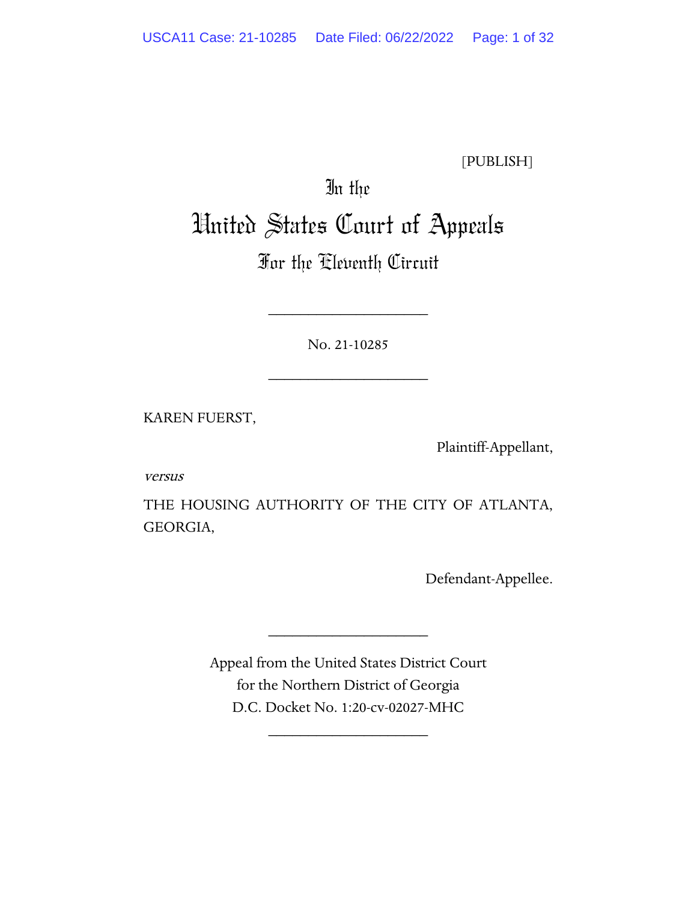[PUBLISH]

# In the
# United States Court of Appeals
## For the Eleventh Circuit

____________________

No. 21-10285

____________________

KAREN FUERST,

Plaintiff-Appellant,

*versus*

THE HOUSING AUTHORITY OF THE CITY OF ATLANTA, GEORGIA,

Defendant-Appellee.

____________________

Appeal from the United States District Court
for the Northern District of Georgia
D.C. Docket No. 1:20-cv-02027-MHC

____________________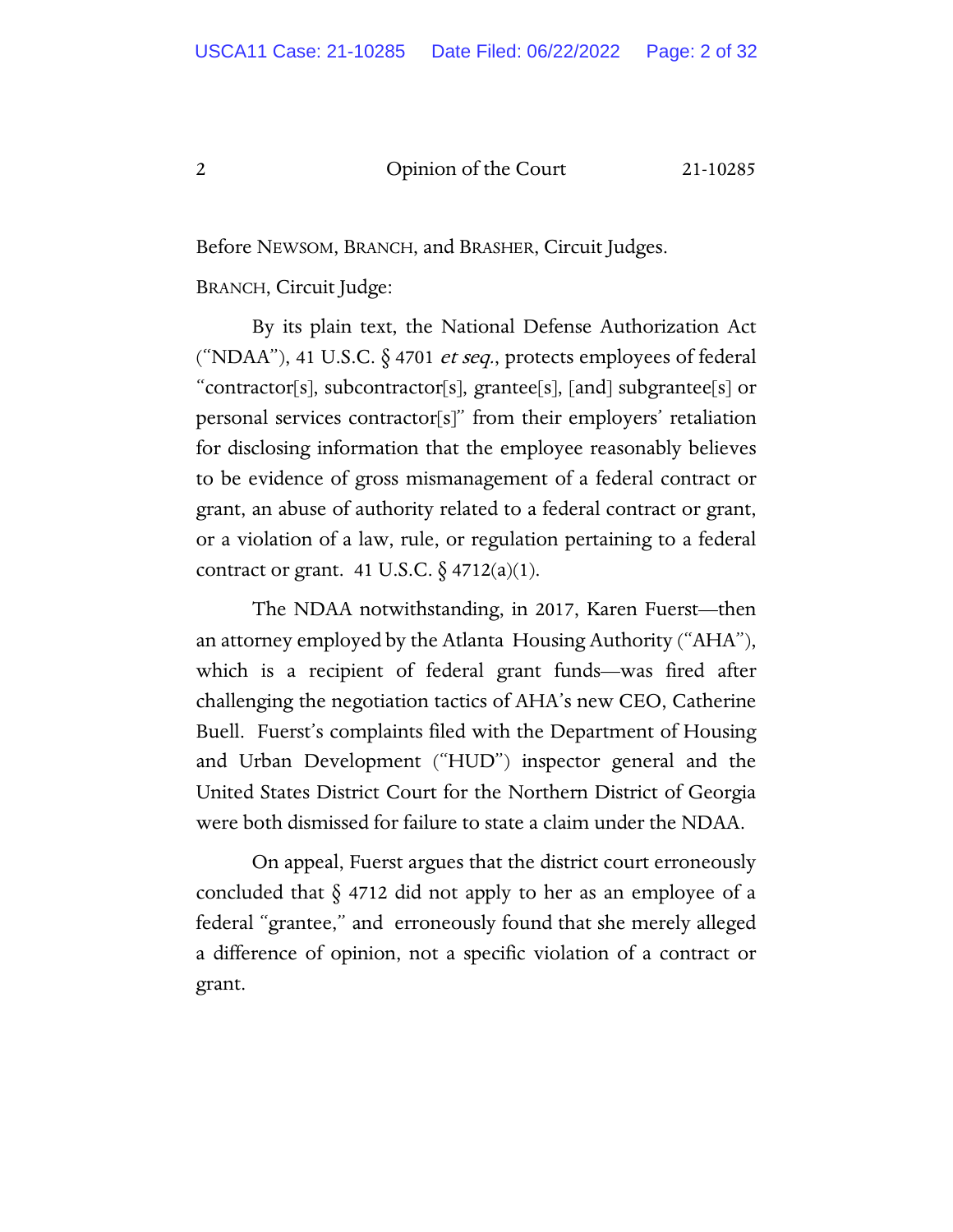Before NEWSOM, BRANCH, and BRASHER, Circuit Judges.

BRANCH, Circuit Judge:

By its plain text, the National Defense Authorization Act ("NDAA"), 41 U.S.C. § 4701 *et seq.*, protects employees of federal "contractor[s], subcontractor[s], grantee[s], [and] subgrantee[s] or personal services contractor[s]" from their employers' retaliation for disclosing information that the employee reasonably believes to be evidence of gross mismanagement of a federal contract or grant, an abuse of authority related to a federal contract or grant, or a violation of a law, rule, or regulation pertaining to a federal contract or grant. 41 U.S.C. § 4712(a)(1).

The NDAA notwithstanding, in 2017, Karen Fuerst—then an attorney employed by the Atlanta Housing Authority ("AHA"), which is a recipient of federal grant funds—was fired after challenging the negotiation tactics of AHA's new CEO, Catherine Buell. Fuerst's complaints filed with the Department of Housing and Urban Development ("HUD") inspector general and the United States District Court for the Northern District of Georgia were both dismissed for failure to state a claim under the NDAA.

On appeal, Fuerst argues that the district court erroneously concluded that § 4712 did not apply to her as an employee of a federal "grantee," and erroneously found that she merely alleged a difference of opinion, not a specific violation of a contract or grant.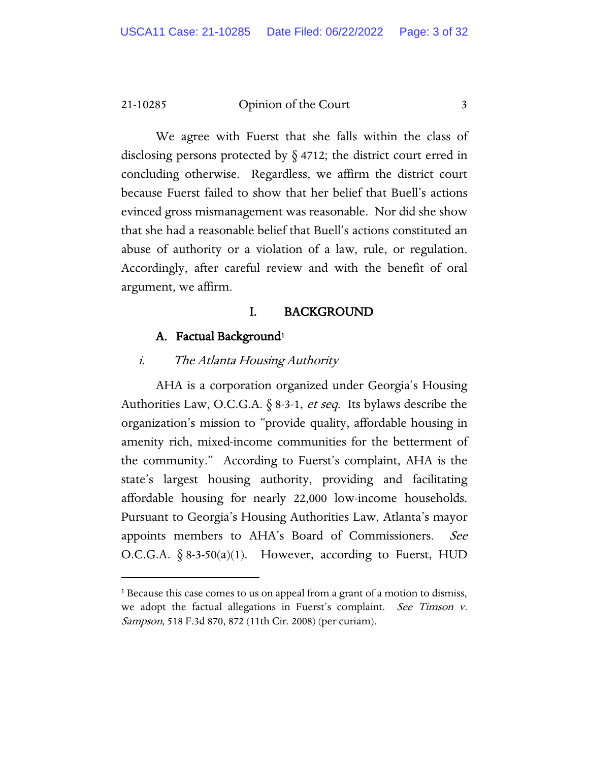We agree with Fuerst that she falls within the class of disclosing persons protected by § 4712; the district court erred in concluding otherwise. Regardless, we affirm the district court because Fuerst failed to show that her belief that Buell's actions evinced gross mismanagement was reasonable. Nor did she show that she had a reasonable belief that Buell's actions constituted an abuse of authority or a violation of a law, rule, or regulation. Accordingly, after careful review and with the benefit of oral argument, we affirm.

## I. BACKGROUND

### A. Factual Background[1]

#### *i. The Atlanta Housing Authority*

AHA is a corporation organized under Georgia's Housing Authorities Law, O.C.G.A. § 8-3-1, *et seq*. Its bylaws describe the organization's mission to "provide quality, affordable housing in amenity rich, mixed-income communities for the betterment of the community." According to Fuerst's complaint, AHA is the state's largest housing authority, providing and facilitating affordable housing for nearly 22,000 low-income households. Pursuant to Georgia's Housing Authorities Law, Atlanta's mayor appoints members to AHA's Board of Commissioners. *See* O.C.G.A. § 8-3-50(a)(1). However, according to Fuerst, HUD

[1] Because this case comes to us on appeal from a grant of a motion to dismiss, we adopt the factual allegations in Fuerst's complaint. *See Timson v. Sampson*, 518 F.3d 870, 872 (11th Cir. 2008) (per curiam).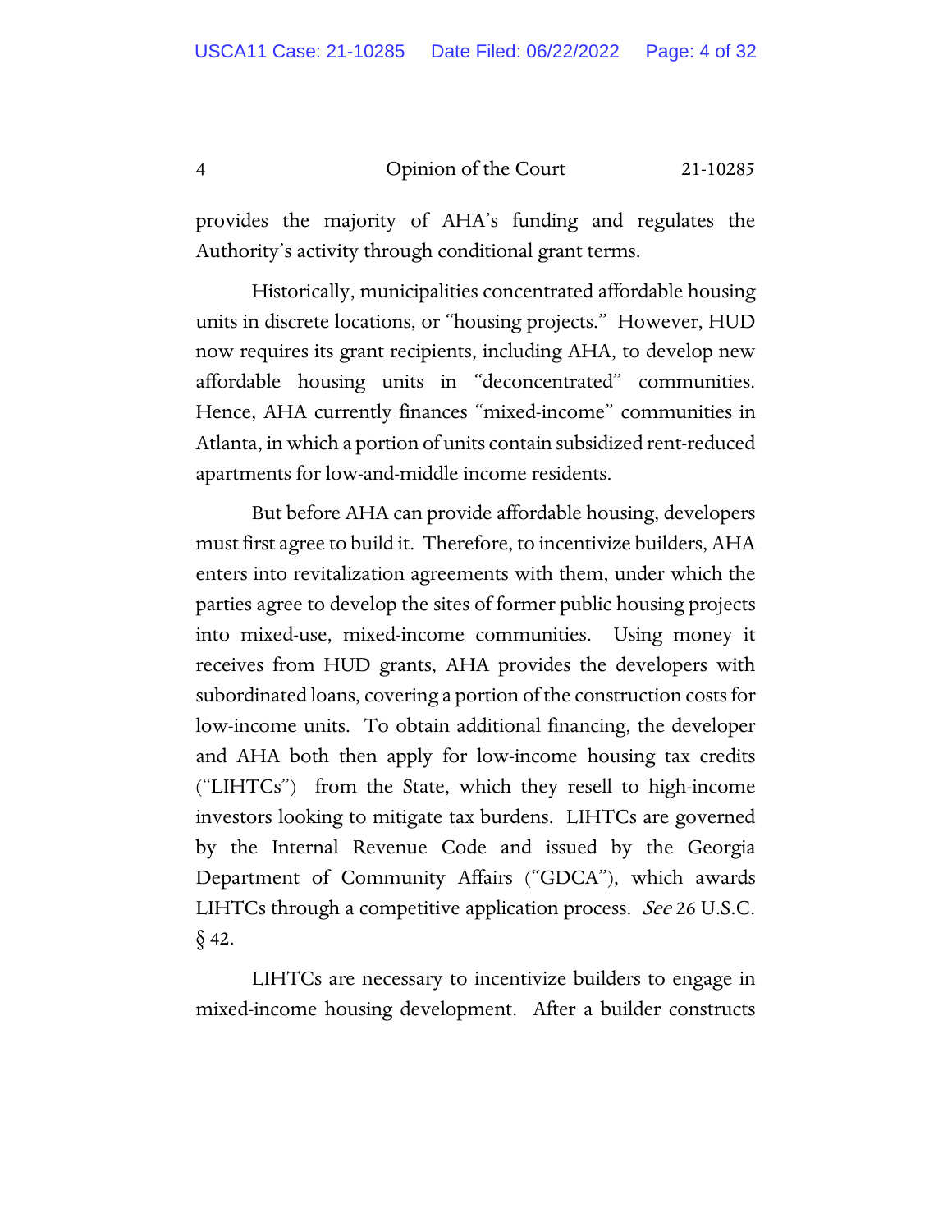provides the majority of AHA's funding and regulates the Authority's activity through conditional grant terms.

Historically, municipalities concentrated affordable housing units in discrete locations, or "housing projects." However, HUD now requires its grant recipients, including AHA, to develop new affordable housing units in "deconcentrated" communities. Hence, AHA currently finances "mixed-income" communities in Atlanta, in which a portion of units contain subsidized rent-reduced apartments for low-and-middle income residents.

But before AHA can provide affordable housing, developers must first agree to build it. Therefore, to incentivize builders, AHA enters into revitalization agreements with them, under which the parties agree to develop the sites of former public housing projects into mixed-use, mixed-income communities. Using money it receives from HUD grants, AHA provides the developers with subordinated loans, covering a portion of the construction costs for low-income units. To obtain additional financing, the developer and AHA both then apply for low-income housing tax credits ("LIHTCs") from the State, which they resell to high-income investors looking to mitigate tax burdens. LIHTCs are governed by the Internal Revenue Code and issued by the Georgia Department of Community Affairs ("GDCA"), which awards LIHTCs through a competitive application process. *See* 26 U.S.C. § 42.

LIHTCs are necessary to incentivize builders to engage in mixed-income housing development. After a builder constructs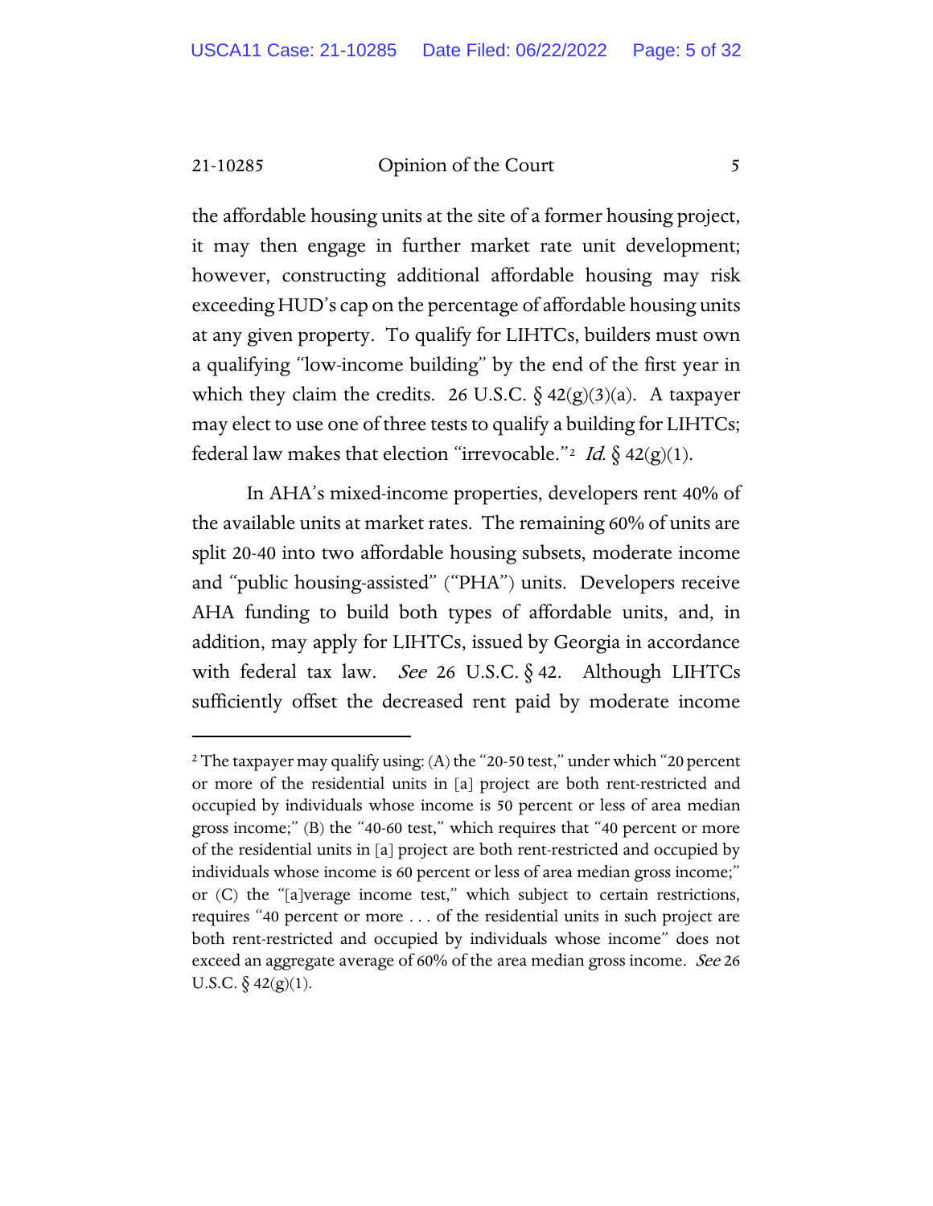the affordable housing units at the site of a former housing project, it may then engage in further market rate unit development; however, constructing additional affordable housing may risk exceeding HUD's cap on the percentage of affordable housing units at any given property. To qualify for LIHTCs, builders must own a qualifying "low-income building" by the end of the first year in which they claim the credits. 26 U.S.C. § 42(g)(3)(a). A taxpayer may elect to use one of three tests to qualify a building for LIHTCs; federal law makes that election "irrevocable."[2] *Id.* § 42(g)(1).

In AHA's mixed-income properties, developers rent 40% of the available units at market rates. The remaining 60% of units are split 20-40 into two affordable housing subsets, moderate income and "public housing-assisted" ("PHA") units. Developers receive AHA funding to build both types of affordable units, and, in addition, may apply for LIHTCs, issued by Georgia in accordance with federal tax law. *See* 26 U.S.C. § 42. Although LIHTCs sufficiently offset the decreased rent paid by moderate income

---

[2] The taxpayer may qualify using: (A) the "20-50 test," under which "20 percent or more of the residential units in [a] project are both rent-restricted and occupied by individuals whose income is 50 percent or less of area median gross income;" (B) the "40-60 test," which requires that "40 percent or more of the residential units in [a] project are both rent-restricted and occupied by individuals whose income is 60 percent or less of area median gross income;" or (C) the "[a]verage income test," which subject to certain restrictions, requires "40 percent or more . . . of the residential units in such project are both rent-restricted and occupied by individuals whose income" does not exceed an aggregate average of 60% of the area median gross income. *See* 26 U.S.C. § 42(g)(1).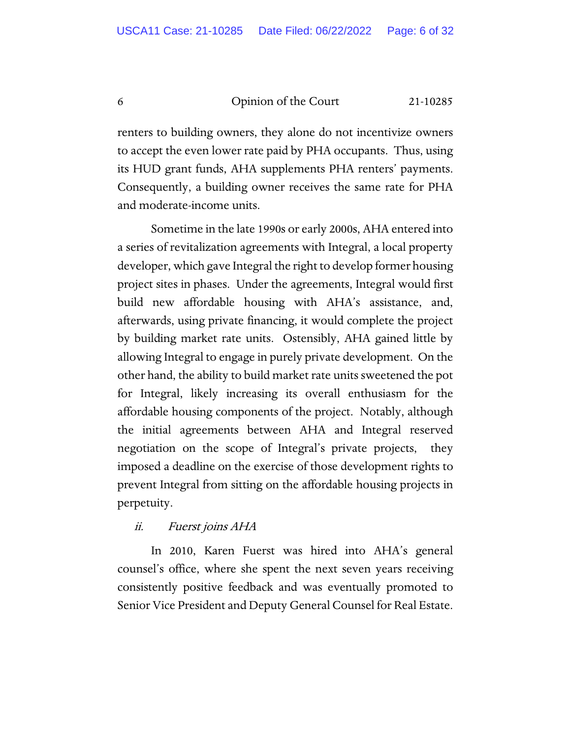renters to building owners, they alone do not incentivize owners to accept the even lower rate paid by PHA occupants. Thus, using its HUD grant funds, AHA supplements PHA renters' payments. Consequently, a building owner receives the same rate for PHA and moderate-income units.

Sometime in the late 1990s or early 2000s, AHA entered into a series of revitalization agreements with Integral, a local property developer, which gave Integral the right to develop former housing project sites in phases. Under the agreements, Integral would first build new affordable housing with AHA's assistance, and, afterwards, using private financing, it would complete the project by building market rate units. Ostensibly, AHA gained little by allowing Integral to engage in purely private development. On the other hand, the ability to build market rate units sweetened the pot for Integral, likely increasing its overall enthusiasm for the affordable housing components of the project. Notably, although the initial agreements between AHA and Integral reserved negotiation on the scope of Integral's private projects, they imposed a deadline on the exercise of those development rights to prevent Integral from sitting on the affordable housing projects in perpetuity.

*ii. Fuerst joins AHA*

In 2010, Karen Fuerst was hired into AHA's general counsel's office, where she spent the next seven years receiving consistently positive feedback and was eventually promoted to Senior Vice President and Deputy General Counsel for Real Estate.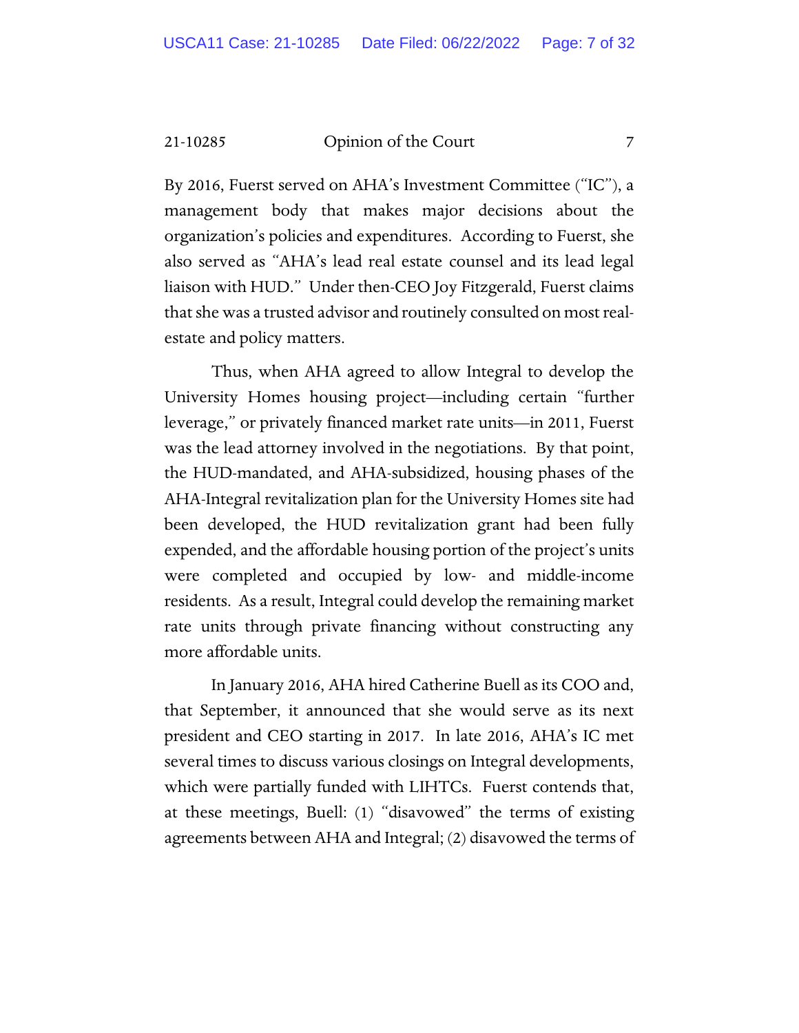By 2016, Fuerst served on AHA's Investment Committee ("IC"), a management body that makes major decisions about the organization's policies and expenditures. According to Fuerst, she also served as "AHA's lead real estate counsel and its lead legal liaison with HUD." Under then-CEO Joy Fitzgerald, Fuerst claims that she was a trusted advisor and routinely consulted on most real-estate and policy matters.

Thus, when AHA agreed to allow Integral to develop the University Homes housing project—including certain "further leverage," or privately financed market rate units—in 2011, Fuerst was the lead attorney involved in the negotiations. By that point, the HUD-mandated, and AHA-subsidized, housing phases of the AHA-Integral revitalization plan for the University Homes site had been developed, the HUD revitalization grant had been fully expended, and the affordable housing portion of the project's units were completed and occupied by low- and middle-income residents. As a result, Integral could develop the remaining market rate units through private financing without constructing any more affordable units.

In January 2016, AHA hired Catherine Buell as its COO and, that September, it announced that she would serve as its next president and CEO starting in 2017. In late 2016, AHA's IC met several times to discuss various closings on Integral developments, which were partially funded with LIHTCs. Fuerst contends that, at these meetings, Buell: (1) "disavowed" the terms of existing agreements between AHA and Integral; (2) disavowed the terms of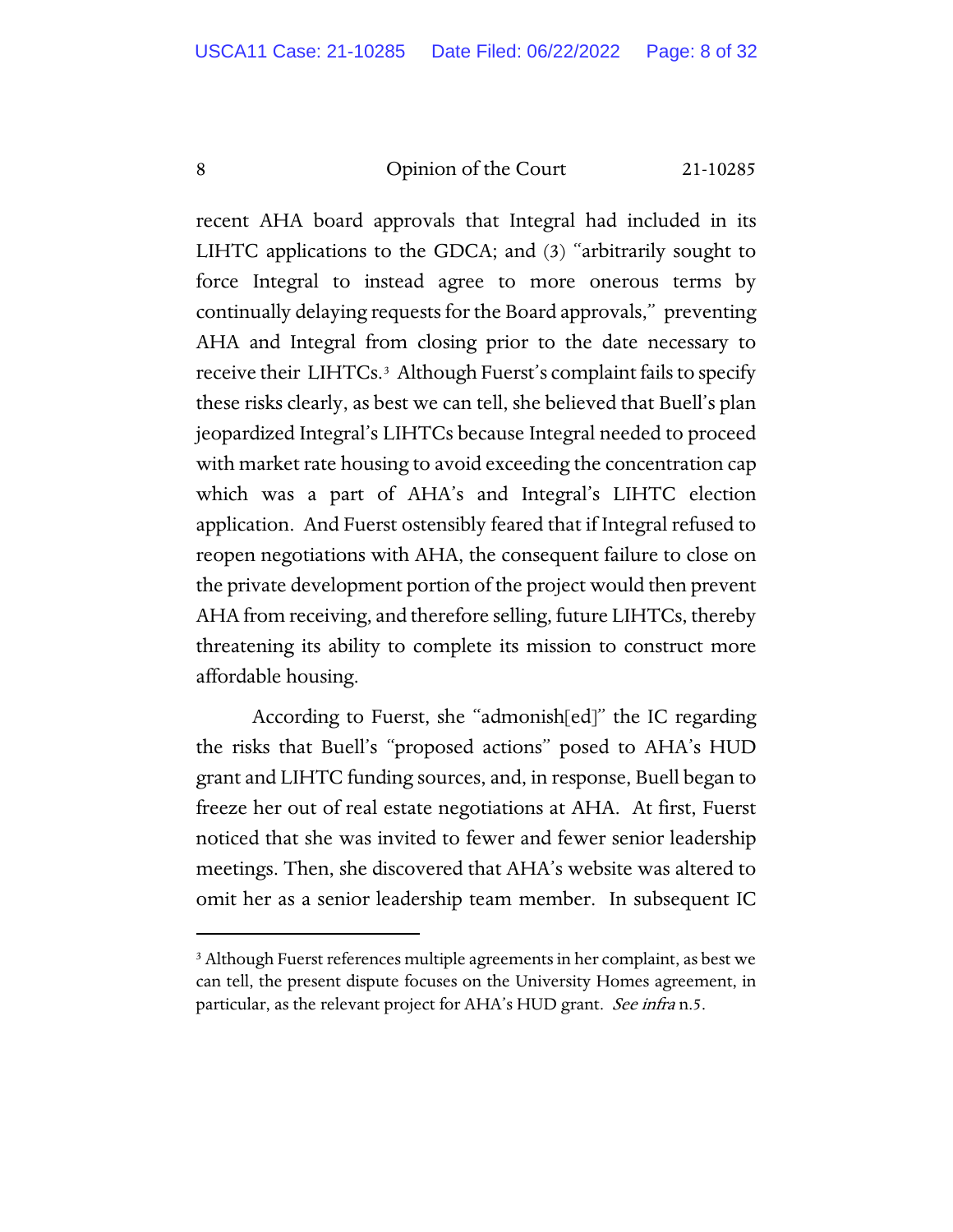recent AHA board approvals that Integral had included in its LIHTC applications to the GDCA; and (3) "arbitrarily sought to force Integral to instead agree to more onerous terms by continually delaying requests for the Board approvals," preventing AHA and Integral from closing prior to the date necessary to receive their LIHTCs.[3] Although Fuerst's complaint fails to specify these risks clearly, as best we can tell, she believed that Buell's plan jeopardized Integral's LIHTCs because Integral needed to proceed with market rate housing to avoid exceeding the concentration cap which was a part of AHA's and Integral's LIHTC election application. And Fuerst ostensibly feared that if Integral refused to reopen negotiations with AHA, the consequent failure to close on the private development portion of the project would then prevent AHA from receiving, and therefore selling, future LIHTCs, thereby threatening its ability to complete its mission to construct more affordable housing.

According to Fuerst, she "admonish[ed]" the IC regarding the risks that Buell's "proposed actions" posed to AHA's HUD grant and LIHTC funding sources, and, in response, Buell began to freeze her out of real estate negotiations at AHA. At first, Fuerst noticed that she was invited to fewer and fewer senior leadership meetings. Then, she discovered that AHA's website was altered to omit her as a senior leadership team member. In subsequent IC

---

[3] Although Fuerst references multiple agreements in her complaint, as best we can tell, the present dispute focuses on the University Homes agreement, in particular, as the relevant project for AHA's HUD grant. *See infra* n.5.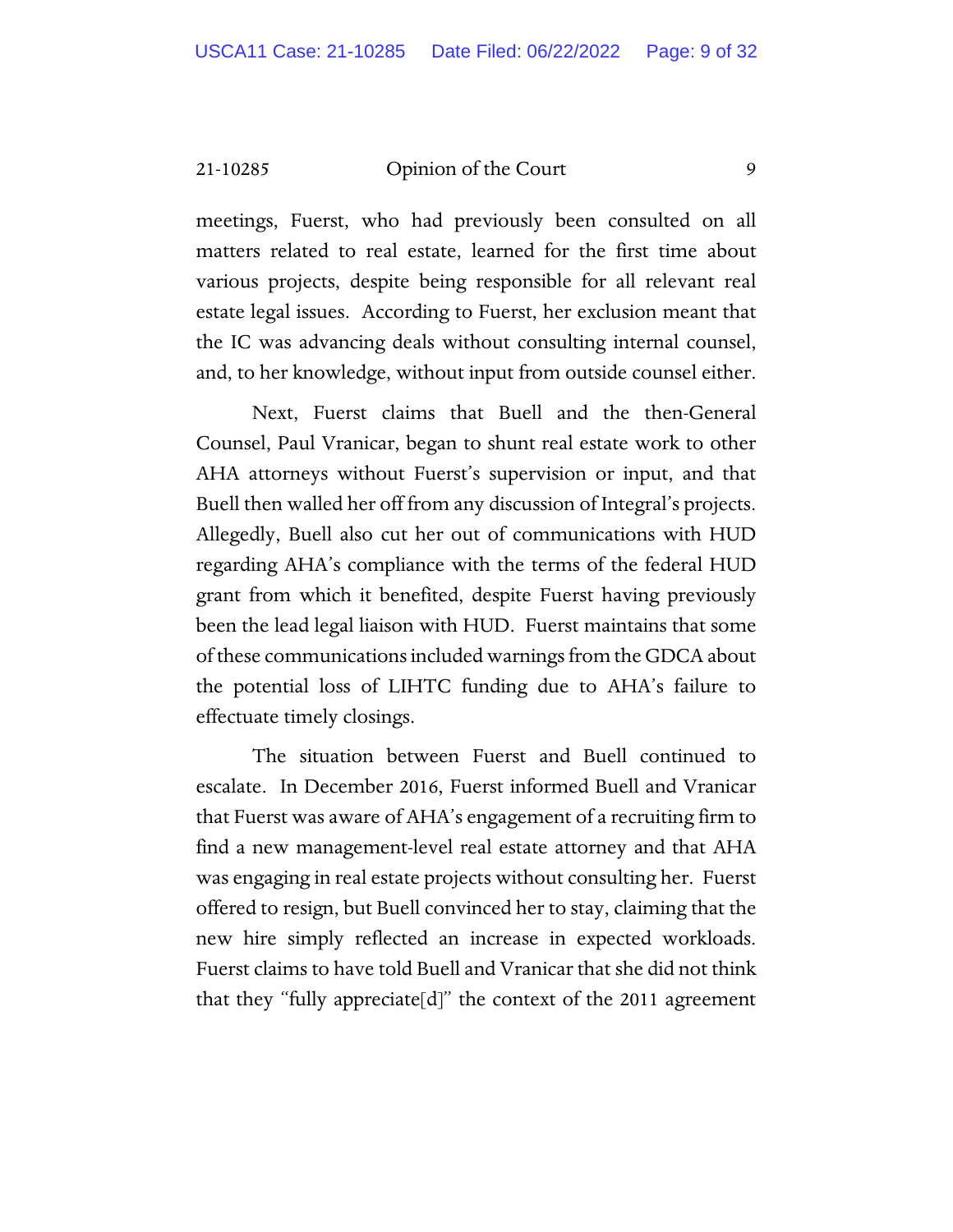meetings, Fuerst, who had previously been consulted on all matters related to real estate, learned for the first time about various projects, despite being responsible for all relevant real estate legal issues. According to Fuerst, her exclusion meant that the IC was advancing deals without consulting internal counsel, and, to her knowledge, without input from outside counsel either.

Next, Fuerst claims that Buell and the then-General Counsel, Paul Vranicar, began to shunt real estate work to other AHA attorneys without Fuerst's supervision or input, and that Buell then walled her off from any discussion of Integral's projects. Allegedly, Buell also cut her out of communications with HUD regarding AHA's compliance with the terms of the federal HUD grant from which it benefited, despite Fuerst having previously been the lead legal liaison with HUD. Fuerst maintains that some of these communications included warnings from the GDCA about the potential loss of LIHTC funding due to AHA's failure to effectuate timely closings.

The situation between Fuerst and Buell continued to escalate. In December 2016, Fuerst informed Buell and Vranicar that Fuerst was aware of AHA's engagement of a recruiting firm to find a new management-level real estate attorney and that AHA was engaging in real estate projects without consulting her. Fuerst offered to resign, but Buell convinced her to stay, claiming that the new hire simply reflected an increase in expected workloads. Fuerst claims to have told Buell and Vranicar that she did not think that they "fully appreciate[d]" the context of the 2011 agreement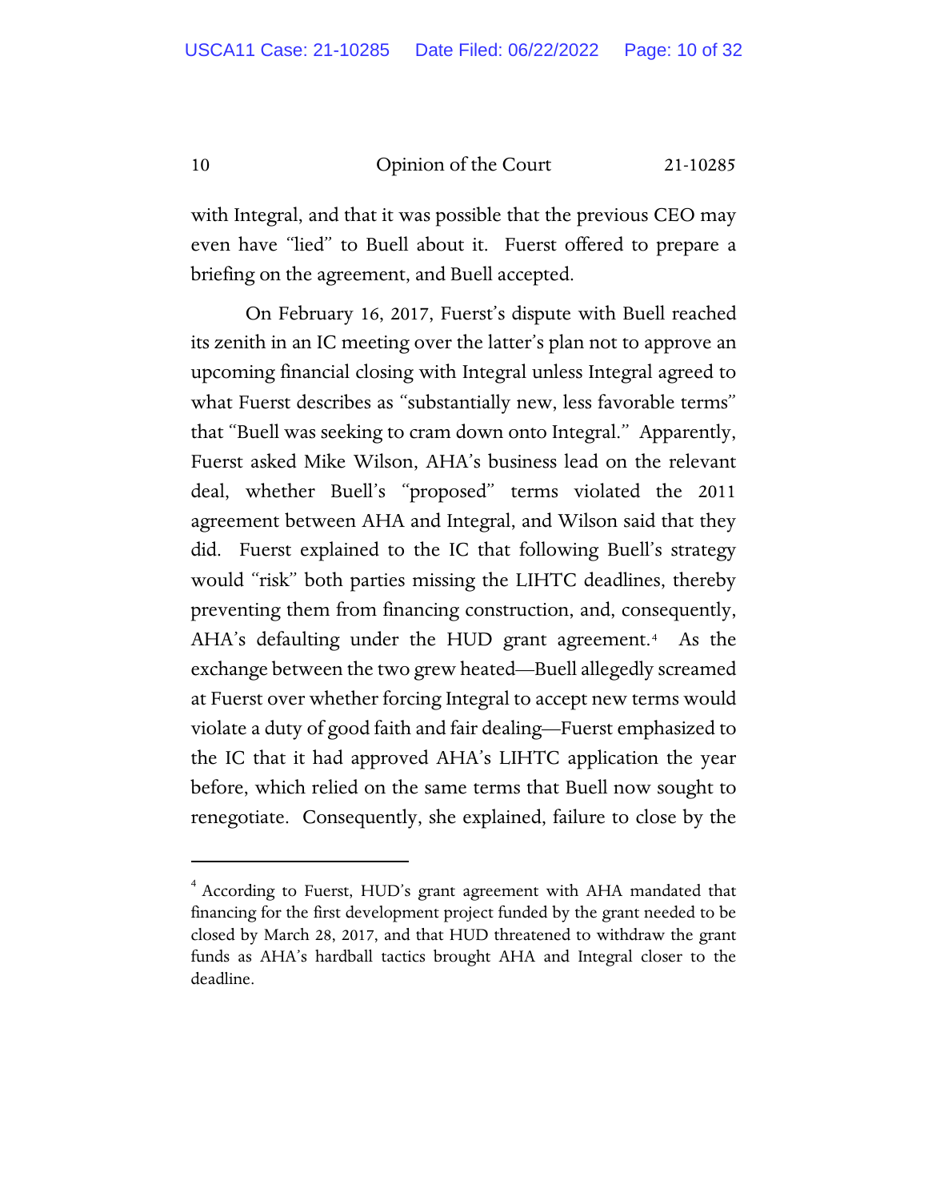with Integral, and that it was possible that the previous CEO may even have "lied" to Buell about it. Fuerst offered to prepare a briefing on the agreement, and Buell accepted.

On February 16, 2017, Fuerst's dispute with Buell reached its zenith in an IC meeting over the latter's plan not to approve an upcoming financial closing with Integral unless Integral agreed to what Fuerst describes as "substantially new, less favorable terms" that "Buell was seeking to cram down onto Integral." Apparently, Fuerst asked Mike Wilson, AHA's business lead on the relevant deal, whether Buell's "proposed" terms violated the 2011 agreement between AHA and Integral, and Wilson said that they did. Fuerst explained to the IC that following Buell's strategy would "risk" both parties missing the LIHTC deadlines, thereby preventing them from financing construction, and, consequently, AHA's defaulting under the HUD grant agreement.[4] As the exchange between the two grew heated—Buell allegedly screamed at Fuerst over whether forcing Integral to accept new terms would violate a duty of good faith and fair dealing—Fuerst emphasized to the IC that it had approved AHA's LIHTC application the year before, which relied on the same terms that Buell now sought to renegotiate. Consequently, she explained, failure to close by the

[4] According to Fuerst, HUD's grant agreement with AHA mandated that financing for the first development project funded by the grant needed to be closed by March 28, 2017, and that HUD threatened to withdraw the grant funds as AHA's hardball tactics brought AHA and Integral closer to the deadline.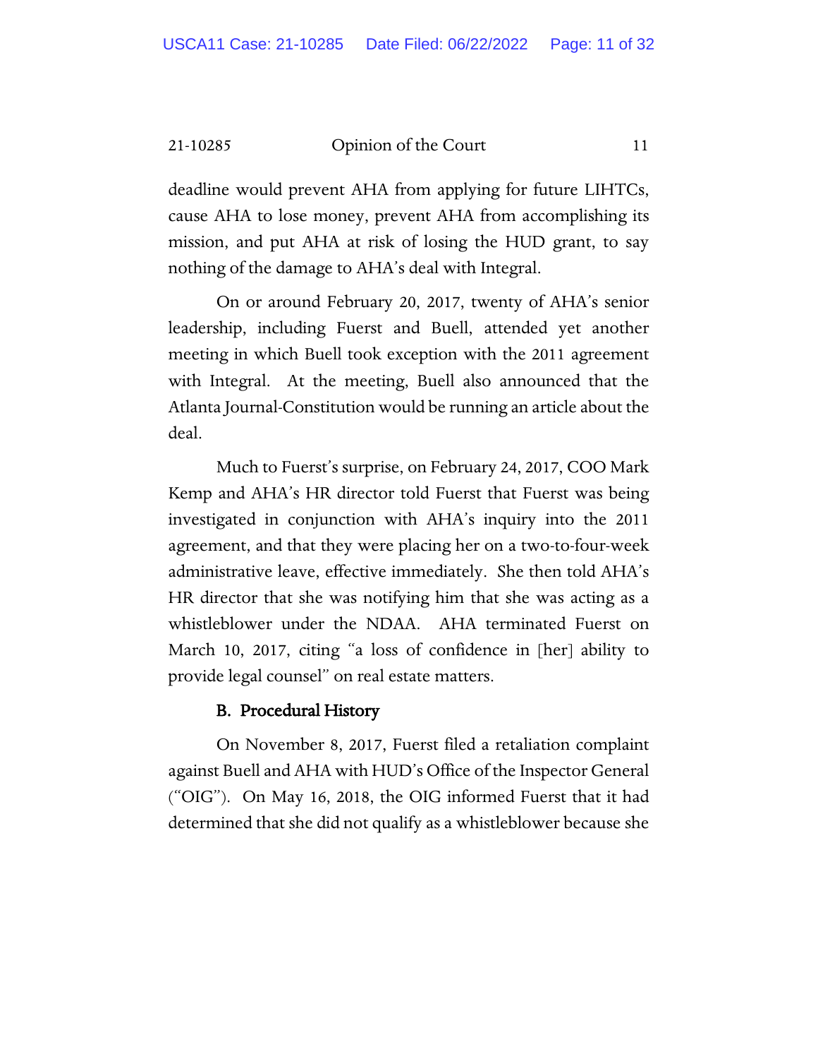deadline would prevent AHA from applying for future LIHTCs, cause AHA to lose money, prevent AHA from accomplishing its mission, and put AHA at risk of losing the HUD grant, to say nothing of the damage to AHA's deal with Integral.

On or around February 20, 2017, twenty of AHA's senior leadership, including Fuerst and Buell, attended yet another meeting in which Buell took exception with the 2011 agreement with Integral. At the meeting, Buell also announced that the Atlanta Journal-Constitution would be running an article about the deal.

Much to Fuerst's surprise, on February 24, 2017, COO Mark Kemp and AHA's HR director told Fuerst that Fuerst was being investigated in conjunction with AHA's inquiry into the 2011 agreement, and that they were placing her on a two-to-four-week administrative leave, effective immediately. She then told AHA's HR director that she was notifying him that she was acting as a whistleblower under the NDAA. AHA terminated Fuerst on March 10, 2017, citing "a loss of confidence in [her] ability to provide legal counsel" on real estate matters.

### B. Procedural History

On November 8, 2017, Fuerst filed a retaliation complaint against Buell and AHA with HUD's Office of the Inspector General ("OIG"). On May 16, 2018, the OIG informed Fuerst that it had determined that she did not qualify as a whistleblower because she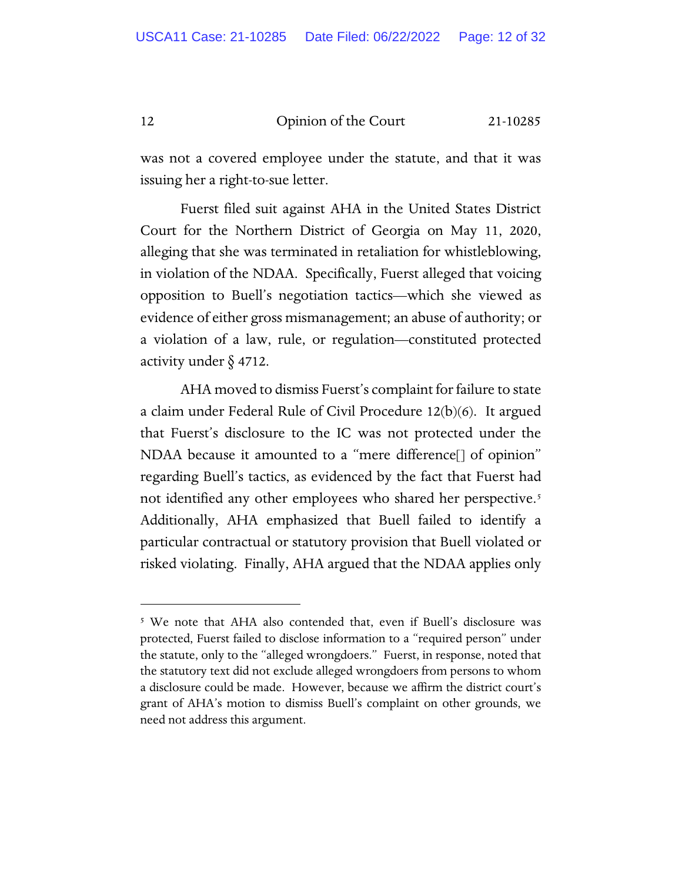was not a covered employee under the statute, and that it was issuing her a right-to-sue letter.

Fuerst filed suit against AHA in the United States District Court for the Northern District of Georgia on May 11, 2020, alleging that she was terminated in retaliation for whistleblowing, in violation of the NDAA. Specifically, Fuerst alleged that voicing opposition to Buell's negotiation tactics—which she viewed as evidence of either gross mismanagement; an abuse of authority; or a violation of a law, rule, or regulation—constituted protected activity under § 4712.

AHA moved to dismiss Fuerst's complaint for failure to state a claim under Federal Rule of Civil Procedure 12(b)(6). It argued that Fuerst's disclosure to the IC was not protected under the NDAA because it amounted to a "mere difference[] of opinion" regarding Buell's tactics, as evidenced by the fact that Fuerst had not identified any other employees who shared her perspective.[5] Additionally, AHA emphasized that Buell failed to identify a particular contractual or statutory provision that Buell violated or risked violating. Finally, AHA argued that the NDAA applies only

---

[5] We note that AHA also contended that, even if Buell's disclosure was protected, Fuerst failed to disclose information to a "required person" under the statute, only to the "alleged wrongdoers." Fuerst, in response, noted that the statutory text did not exclude alleged wrongdoers from persons to whom a disclosure could be made. However, because we affirm the district court's grant of AHA's motion to dismiss Buell's complaint on other grounds, we need not address this argument.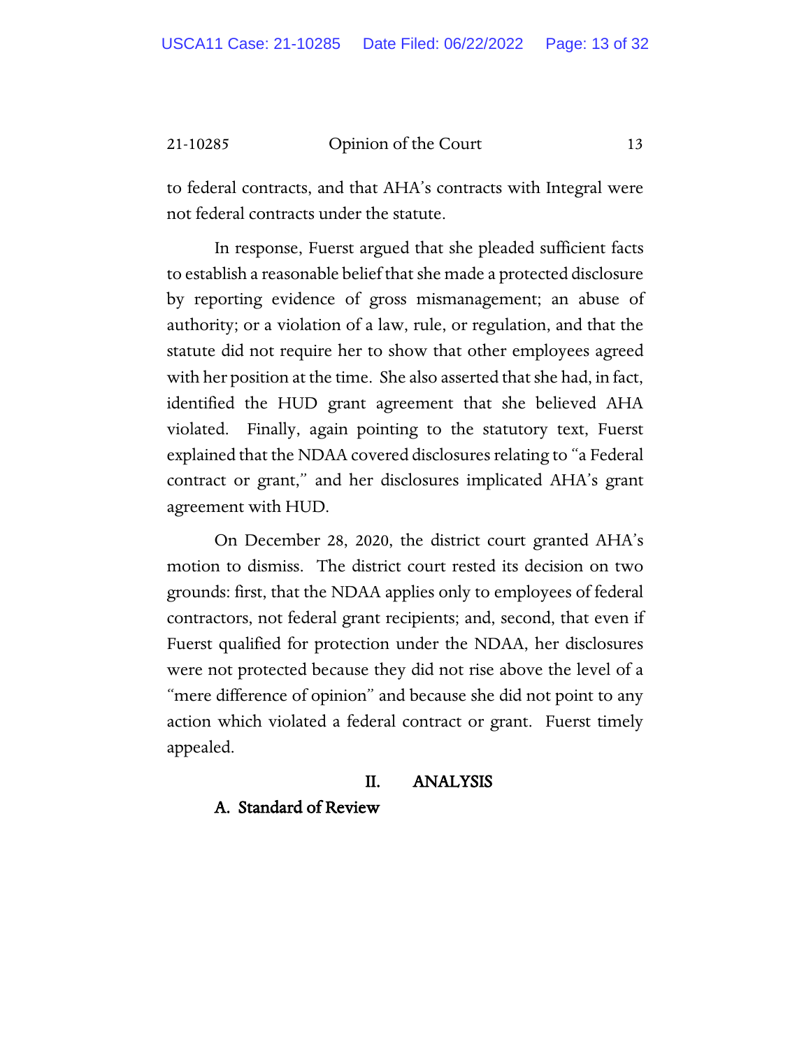to federal contracts, and that AHA's contracts with Integral were not federal contracts under the statute.

In response, Fuerst argued that she pleaded sufficient facts to establish a reasonable belief that she made a protected disclosure by reporting evidence of gross mismanagement; an abuse of authority; or a violation of a law, rule, or regulation, and that the statute did not require her to show that other employees agreed with her position at the time. She also asserted that she had, in fact, identified the HUD grant agreement that she believed AHA violated. Finally, again pointing to the statutory text, Fuerst explained that the NDAA covered disclosures relating to "a Federal contract or grant," and her disclosures implicated AHA's grant agreement with HUD.

On December 28, 2020, the district court granted AHA's motion to dismiss. The district court rested its decision on two grounds: first, that the NDAA applies only to employees of federal contractors, not federal grant recipients; and, second, that even if Fuerst qualified for protection under the NDAA, her disclosures were not protected because they did not rise above the level of a "mere difference of opinion" and because she did not point to any action which violated a federal contract or grant. Fuerst timely appealed.

## II. ANALYSIS

### A. Standard of Review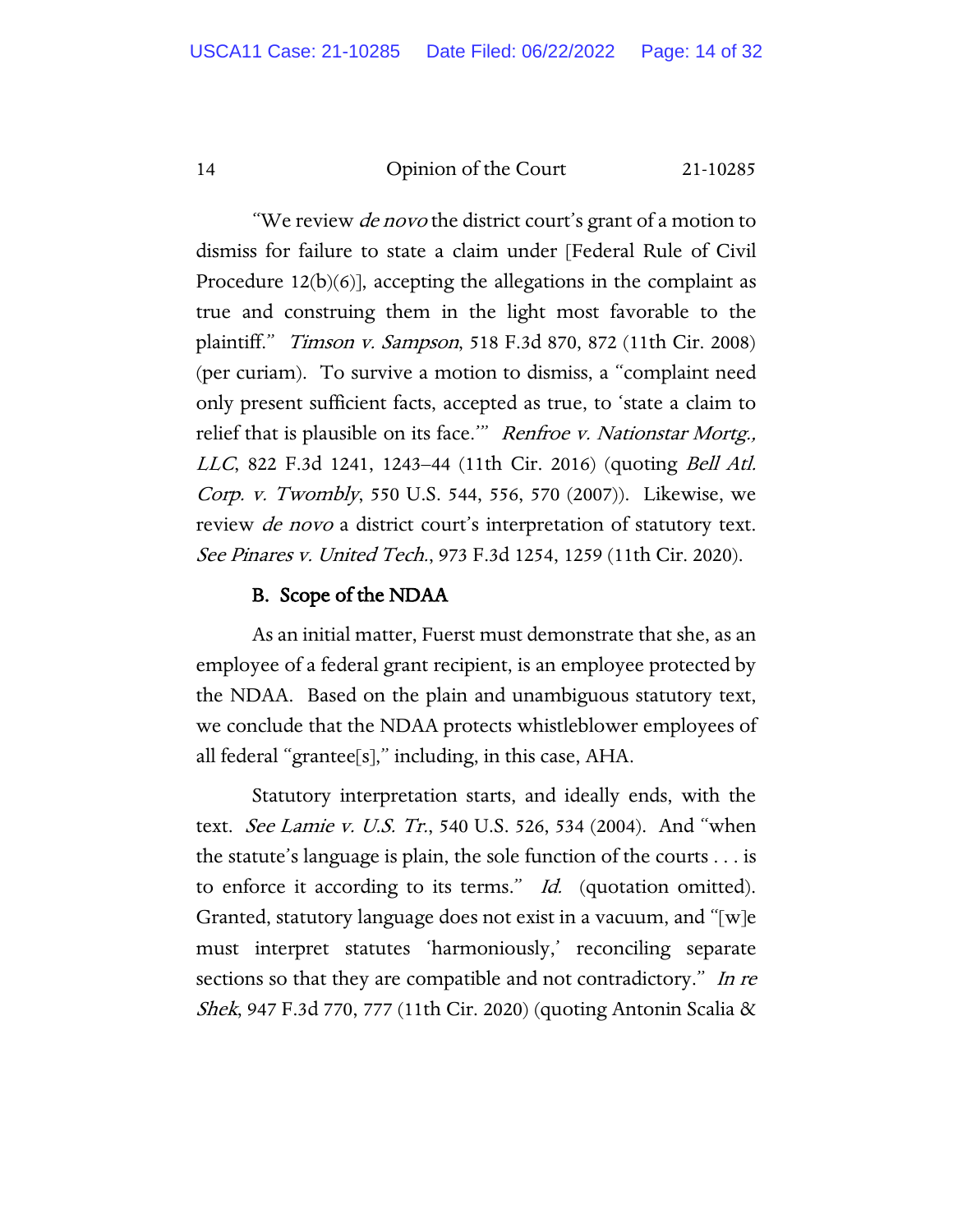"We review *de novo* the district court's grant of a motion to dismiss for failure to state a claim under [Federal Rule of Civil Procedure 12(b)(6)], accepting the allegations in the complaint as true and construing them in the light most favorable to the plaintiff." *Timson v. Sampson*, 518 F.3d 870, 872 (11th Cir. 2008) (per curiam). To survive a motion to dismiss, a "complaint need only present sufficient facts, accepted as true, to 'state a claim to relief that is plausible on its face.'" *Renfroe v. Nationstar Mortg., LLC*, 822 F.3d 1241, 1243–44 (11th Cir. 2016) (quoting *Bell Atl. Corp. v. Twombly*, 550 U.S. 544, 556, 570 (2007)). Likewise, we review *de novo* a district court's interpretation of statutory text. *See Pinares v. United Tech.*, 973 F.3d 1254, 1259 (11th Cir. 2020).

### B. Scope of the NDAA

As an initial matter, Fuerst must demonstrate that she, as an employee of a federal grant recipient, is an employee protected by the NDAA. Based on the plain and unambiguous statutory text, we conclude that the NDAA protects whistleblower employees of all federal "grantee[s]," including, in this case, AHA.

Statutory interpretation starts, and ideally ends, with the text. *See Lamie v. U.S. Tr.*, 540 U.S. 526, 534 (2004). And "when the statute's language is plain, the sole function of the courts . . . is to enforce it according to its terms." *Id.* (quotation omitted). Granted, statutory language does not exist in a vacuum, and "[w]e must interpret statutes 'harmoniously,' reconciling separate sections so that they are compatible and not contradictory." *In re Shek*, 947 F.3d 770, 777 (11th Cir. 2020) (quoting Antonin Scalia &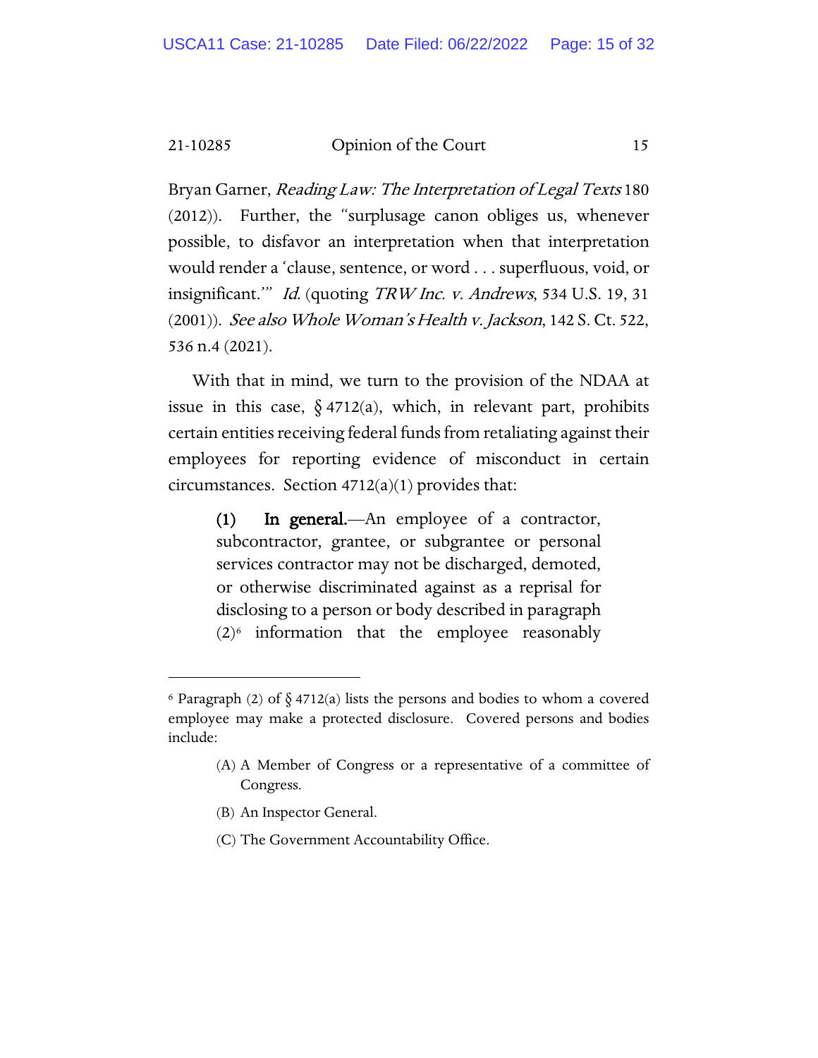Bryan Garner, *Reading Law: The Interpretation of Legal Texts* 180 (2012)). Further, the "surplusage canon obliges us, whenever possible, to disfavor an interpretation when that interpretation would render a 'clause, sentence, or word . . . superfluous, void, or insignificant.'" *Id.* (quoting *TRW Inc. v. Andrews*, 534 U.S. 19, 31 (2001)). *See also Whole Woman's Health v. Jackson*, 142 S. Ct. 522, 536 n.4 (2021).

With that in mind, we turn to the provision of the NDAA at issue in this case, § 4712(a), which, in relevant part, prohibits certain entities receiving federal funds from retaliating against their employees for reporting evidence of misconduct in certain circumstances. Section 4712(a)(1) provides that:

> **(1) In general.**—An employee of a contractor, subcontractor, grantee, or subgrantee or personal services contractor may not be discharged, demoted, or otherwise discriminated against as a reprisal for disclosing to a person or body described in paragraph (2)[6] information that the employee reasonably

---

[6] Paragraph (2) of § 4712(a) lists the persons and bodies to whom a covered employee may make a protected disclosure. Covered persons and bodies include:

> (A) A Member of Congress or a representative of a committee of Congress.
>
> (B) An Inspector General.
>
> (C) The Government Accountability Office.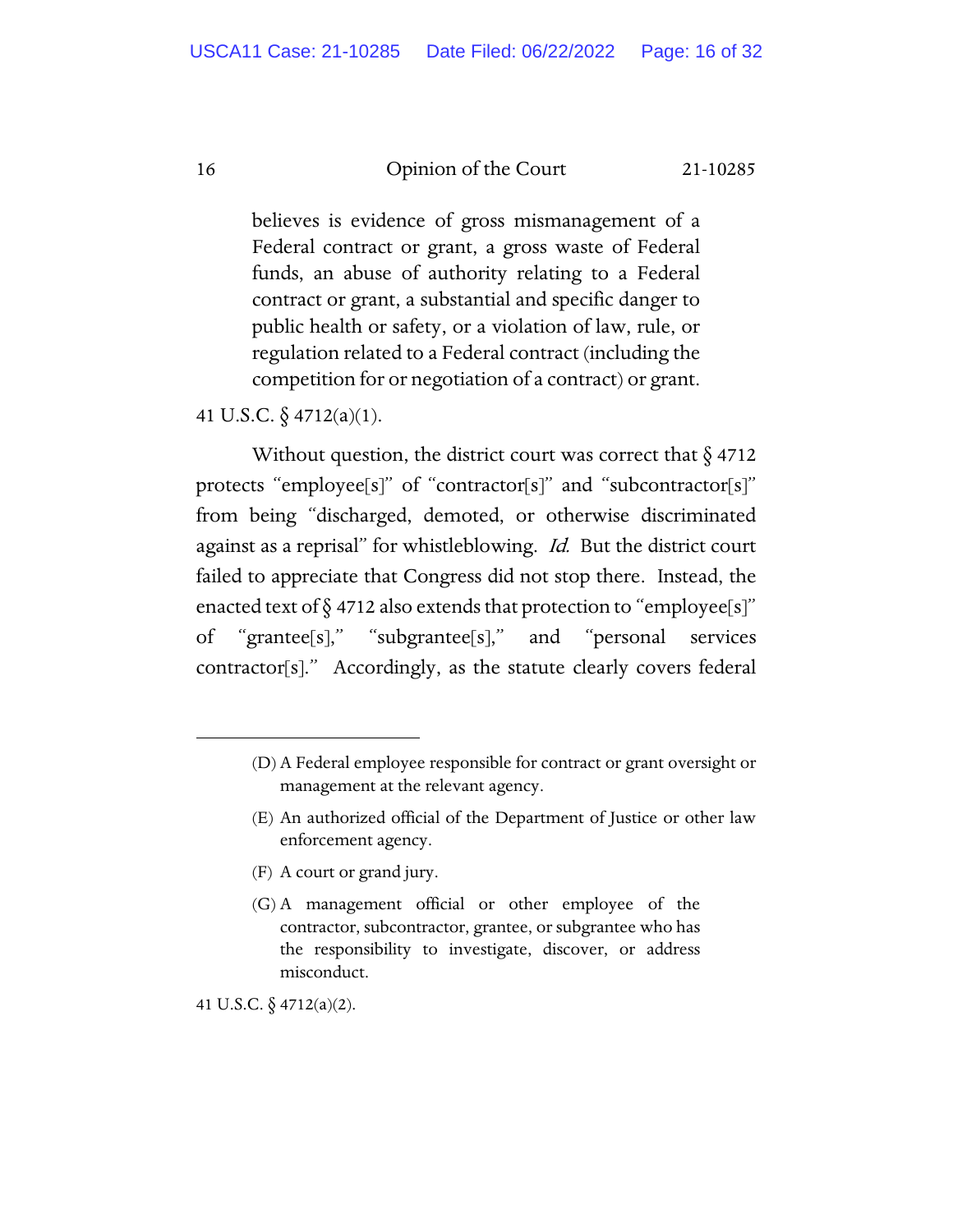> believes is evidence of gross mismanagement of a Federal contract or grant, a gross waste of Federal funds, an abuse of authority relating to a Federal contract or grant, a substantial and specific danger to public health or safety, or a violation of law, rule, or regulation related to a Federal contract (including the competition for or negotiation of a contract) or grant.

41 U.S.C. § 4712(a)(1).

Without question, the district court was correct that § 4712 protects "employee[s]" of "contractor[s]" and "subcontractor[s]" from being "discharged, demoted, or otherwise discriminated against as a reprisal" for whistleblowing. *Id.* But the district court failed to appreciate that Congress did not stop there. Instead, the enacted text of § 4712 also extends that protection to "employee[s]" of "grantee[s]," "subgrantee[s]," and "personal services contractor[s]." Accordingly, as the statute clearly covers federal

---

> (D) A Federal employee responsible for contract or grant oversight or management at the relevant agency.
>
> (E) An authorized official of the Department of Justice or other law enforcement agency.
>
> (F) A court or grand jury.
>
> (G) A management official or other employee of the contractor, subcontractor, grantee, or subgrantee who has the responsibility to investigate, discover, or address misconduct.

41 U.S.C. § 4712(a)(2).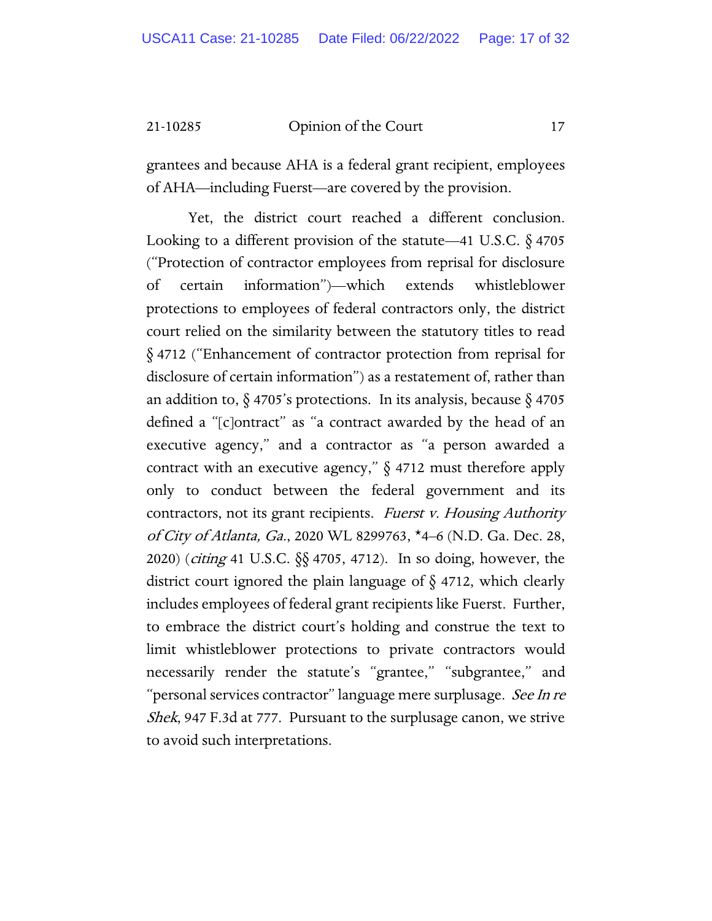grantees and because AHA is a federal grant recipient, employees of AHA—including Fuerst—are covered by the provision.

Yet, the district court reached a different conclusion. Looking to a different provision of the statute—41 U.S.C. § 4705 ("Protection of contractor employees from reprisal for disclosure of certain information")—which extends whistleblower protections to employees of federal contractors only, the district court relied on the similarity between the statutory titles to read § 4712 ("Enhancement of contractor protection from reprisal for disclosure of certain information") as a restatement of, rather than an addition to, § 4705's protections. In its analysis, because § 4705 defined a "[c]ontract" as "a contract awarded by the head of an executive agency," and a contractor as "a person awarded a contract with an executive agency," § 4712 must therefore apply only to conduct between the federal government and its contractors, not its grant recipients. *Fuerst v. Housing Authority of City of Atlanta, Ga.*, 2020 WL 8299763, *4–6 (N.D. Ga. Dec. 28, 2020) (*citing* 41 U.S.C. §§ 4705, 4712). In so doing, however, the district court ignored the plain language of § 4712, which clearly includes employees of federal grant recipients like Fuerst. Further, to embrace the district court's holding and construe the text to limit whistleblower protections to private contractors would necessarily render the statute's "grantee," "subgrantee," and "personal services contractor" language mere surplusage. *See In re Shek*, 947 F.3d at 777. Pursuant to the surplusage canon, we strive to avoid such interpretations.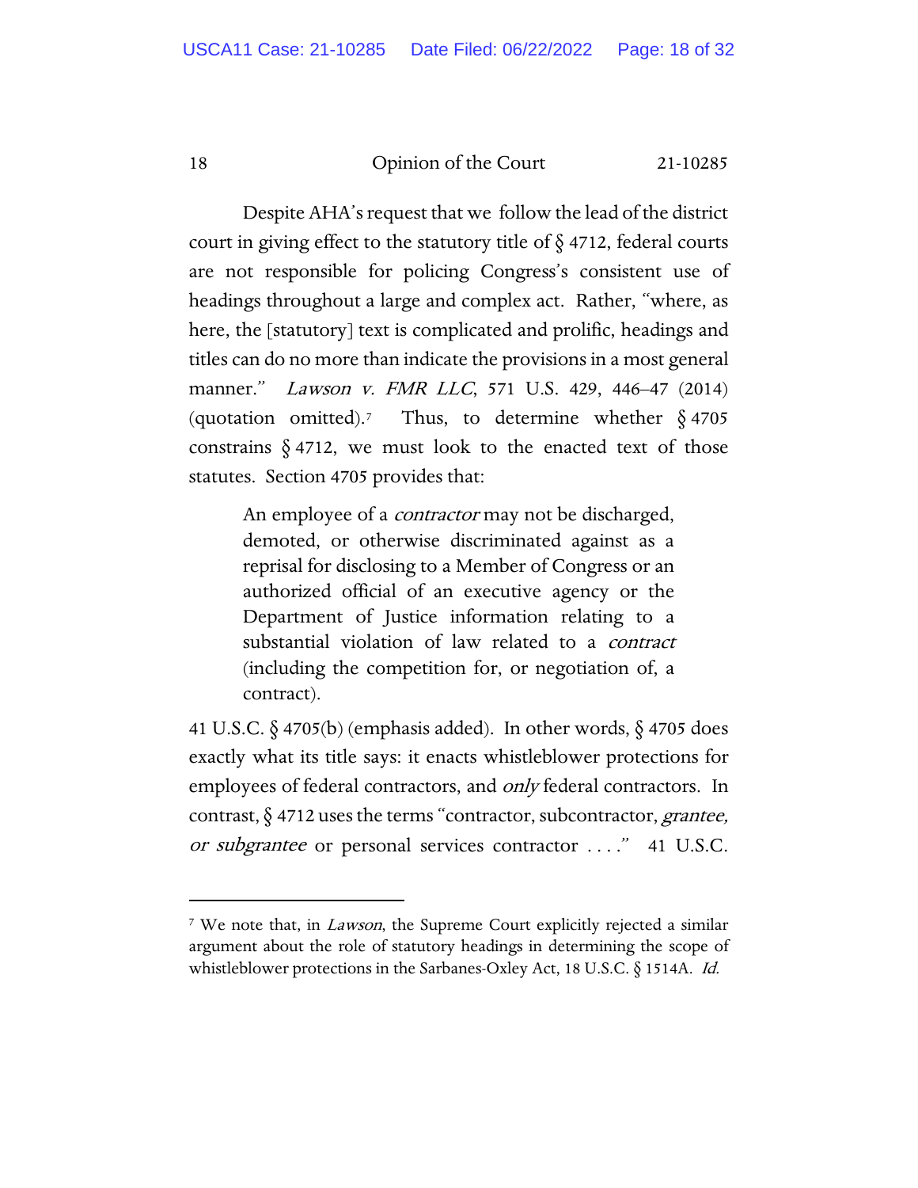Despite AHA's request that we follow the lead of the district court in giving effect to the statutory title of § 4712, federal courts are not responsible for policing Congress's consistent use of headings throughout a large and complex act. Rather, "where, as here, the [statutory] text is complicated and prolific, headings and titles can do no more than indicate the provisions in a most general manner." *Lawson v. FMR LLC*, 571 U.S. 429, 446–47 (2014) (quotation omitted).[7] Thus, to determine whether § 4705 constrains § 4712, we must look to the enacted text of those statutes. Section 4705 provides that:

> An employee of a *contractor* may not be discharged, demoted, or otherwise discriminated against as a reprisal for disclosing to a Member of Congress or an authorized official of an executive agency or the Department of Justice information relating to a substantial violation of law related to a *contract* (including the competition for, or negotiation of, a contract).

41 U.S.C. § 4705(b) (emphasis added). In other words, § 4705 does exactly what its title says: it enacts whistleblower protections for employees of federal contractors, and *only* federal contractors. In contrast, § 4712 uses the terms "contractor, subcontractor, *grantee, or subgrantee* or personal services contractor . . . ." 41 U.S.C.

---

[7] We note that, in *Lawson*, the Supreme Court explicitly rejected a similar argument about the role of statutory headings in determining the scope of whistleblower protections in the Sarbanes-Oxley Act, 18 U.S.C. § 1514A. *Id.*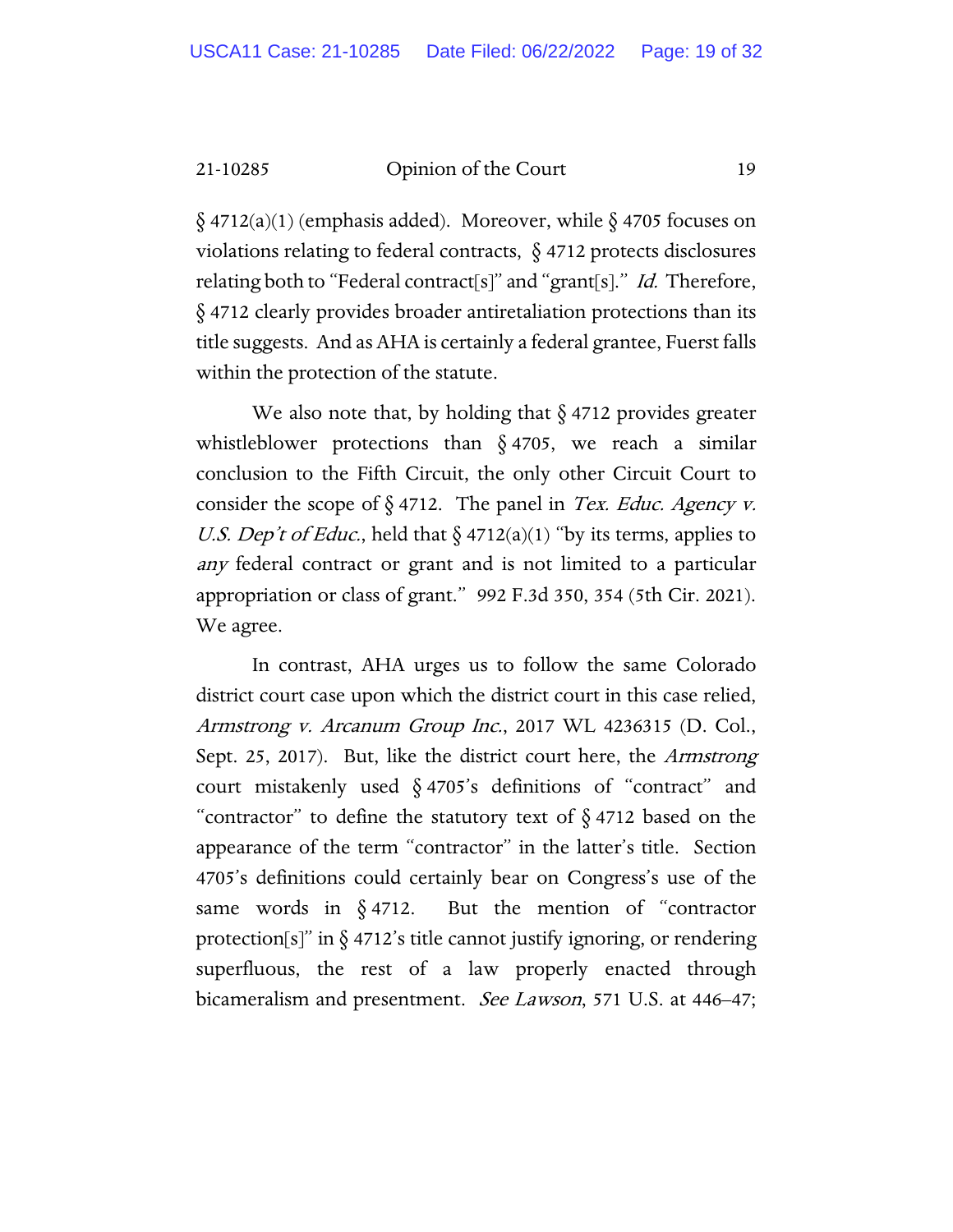§ 4712(a)(1) (emphasis added). Moreover, while § 4705 focuses on violations relating to federal contracts, § 4712 protects disclosures relating both to "Federal contract[s]" and "grant[s]." *Id.* Therefore, § 4712 clearly provides broader antiretaliation protections than its title suggests. And as AHA is certainly a federal grantee, Fuerst falls within the protection of the statute.

We also note that, by holding that § 4712 provides greater whistleblower protections than § 4705, we reach a similar conclusion to the Fifth Circuit, the only other Circuit Court to consider the scope of § 4712. The panel in *Tex. Educ. Agency v. U.S. Dep't of Educ.*, held that § 4712(a)(1) "by its terms, applies to *any* federal contract or grant and is not limited to a particular appropriation or class of grant." 992 F.3d 350, 354 (5th Cir. 2021). We agree.

In contrast, AHA urges us to follow the same Colorado district court case upon which the district court in this case relied, *Armstrong v. Arcanum Group Inc.*, 2017 WL 4236315 (D. Col., Sept. 25, 2017). But, like the district court here, the *Armstrong* court mistakenly used § 4705's definitions of "contract" and "contractor" to define the statutory text of § 4712 based on the appearance of the term "contractor" in the latter's title. Section 4705's definitions could certainly bear on Congress's use of the same words in § 4712. But the mention of "contractor protection[s]" in § 4712's title cannot justify ignoring, or rendering superfluous, the rest of a law properly enacted through bicameralism and presentment. *See Lawson*, 571 U.S. at 446–47;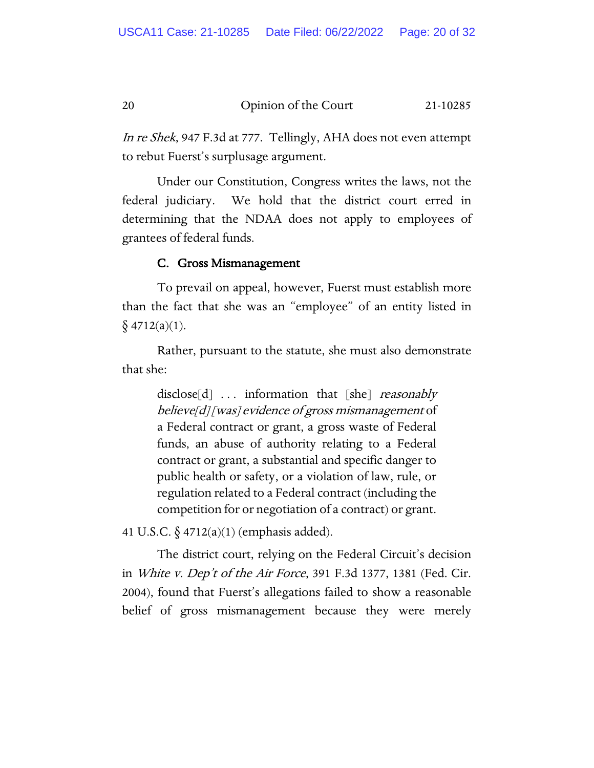*In re Shek*, 947 F.3d at 777. Tellingly, AHA does not even attempt to rebut Fuerst's surplusage argument.

Under our Constitution, Congress writes the laws, not the federal judiciary. We hold that the district court erred in determining that the NDAA does not apply to employees of grantees of federal funds.

### C. Gross Mismanagement

To prevail on appeal, however, Fuerst must establish more than the fact that she was an "employee" of an entity listed in § 4712(a)(1).

Rather, pursuant to the statute, she must also demonstrate that she:

> disclose[d] . . . information that [she] *reasonably believe[d] [was] evidence of gross mismanagement* of a Federal contract or grant, a gross waste of Federal funds, an abuse of authority relating to a Federal contract or grant, a substantial and specific danger to public health or safety, or a violation of law, rule, or regulation related to a Federal contract (including the competition for or negotiation of a contract) or grant.

41 U.S.C. § 4712(a)(1) (emphasis added).

The district court, relying on the Federal Circuit's decision in *White v. Dep't of the Air Force*, 391 F.3d 1377, 1381 (Fed. Cir. 2004), found that Fuerst's allegations failed to show a reasonable belief of gross mismanagement because they were merely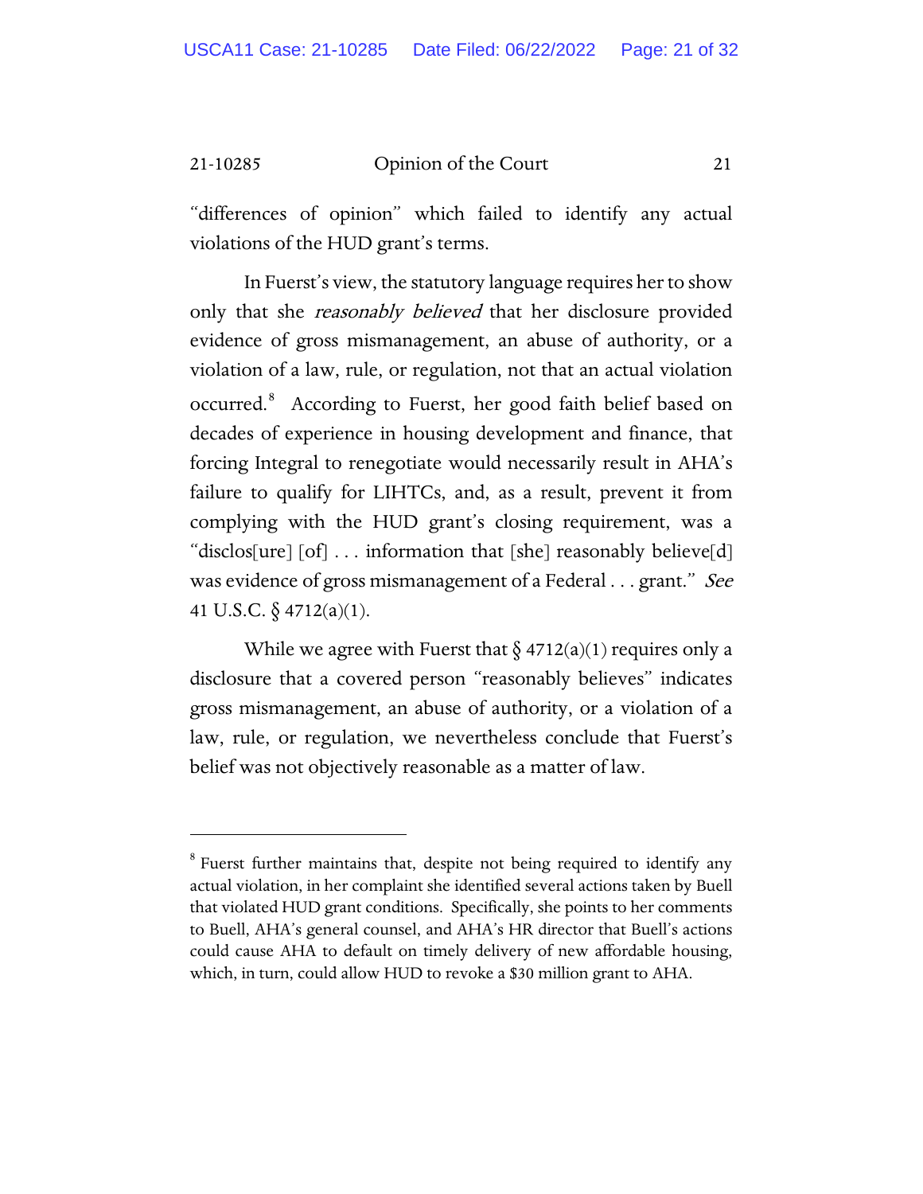"differences of opinion" which failed to identify any actual violations of the HUD grant's terms.

In Fuerst's view, the statutory language requires her to show only that she *reasonably believed* that her disclosure provided evidence of gross mismanagement, an abuse of authority, or a violation of a law, rule, or regulation, not that an actual violation occurred.[8] According to Fuerst, her good faith belief based on decades of experience in housing development and finance, that forcing Integral to renegotiate would necessarily result in AHA's failure to qualify for LIHTCs, and, as a result, prevent it from complying with the HUD grant's closing requirement, was a "disclos[ure] [of] . . . information that [she] reasonably believe[d] was evidence of gross mismanagement of a Federal . . . grant." *See* 41 U.S.C. § 4712(a)(1).

While we agree with Fuerst that § 4712(a)(1) requires only a disclosure that a covered person "reasonably believes" indicates gross mismanagement, an abuse of authority, or a violation of a law, rule, or regulation, we nevertheless conclude that Fuerst's belief was not objectively reasonable as a matter of law.

---

[8] Fuerst further maintains that, despite not being required to identify any actual violation, in her complaint she identified several actions taken by Buell that violated HUD grant conditions. Specifically, she points to her comments to Buell, AHA's general counsel, and AHA's HR director that Buell's actions could cause AHA to default on timely delivery of new affordable housing, which, in turn, could allow HUD to revoke a $30 million grant to AHA.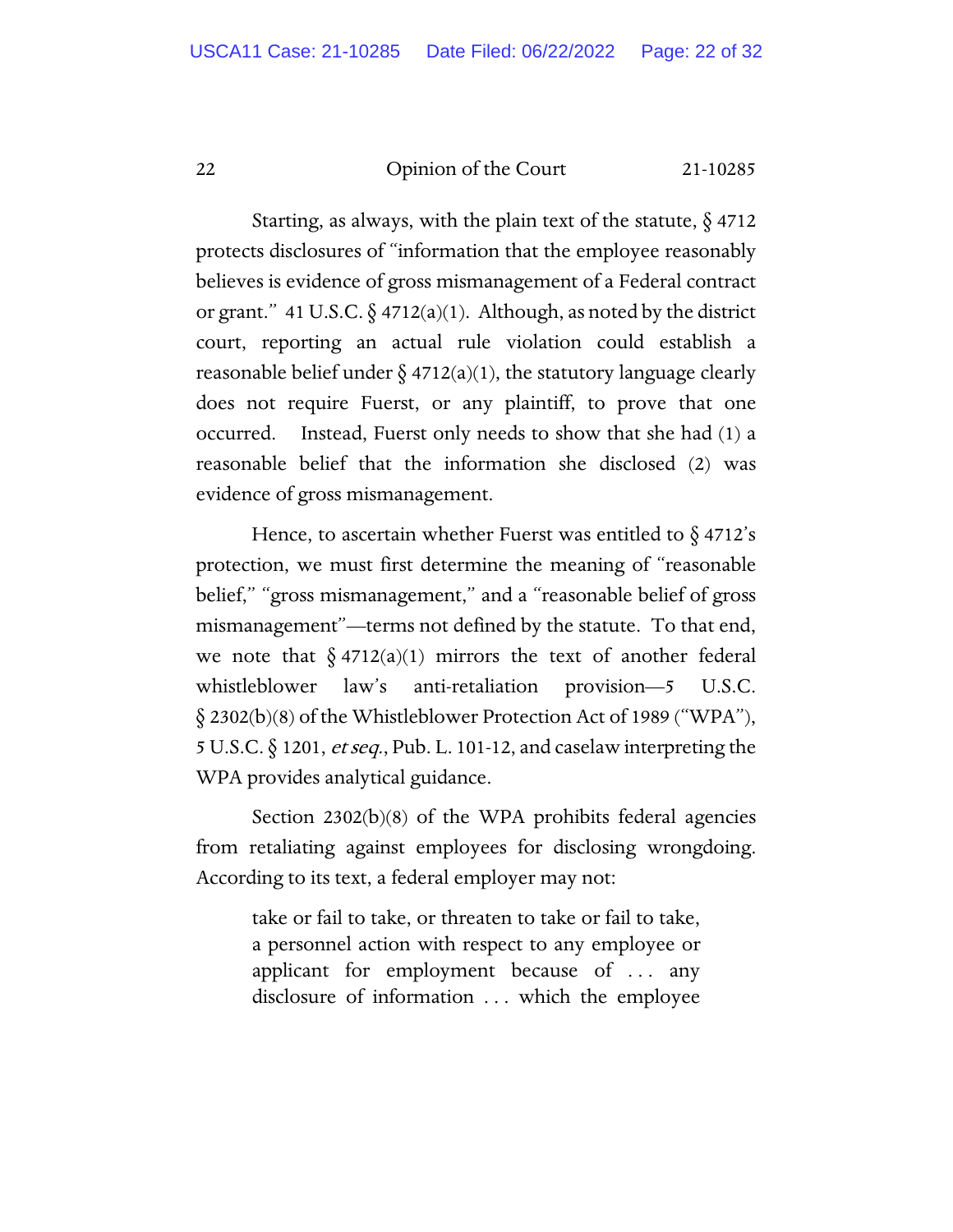Starting, as always, with the plain text of the statute, § 4712 protects disclosures of "information that the employee reasonably believes is evidence of gross mismanagement of a Federal contract or grant." 41 U.S.C. § 4712(a)(1). Although, as noted by the district court, reporting an actual rule violation could establish a reasonable belief under § 4712(a)(1), the statutory language clearly does not require Fuerst, or any plaintiff, to prove that one occurred. Instead, Fuerst only needs to show that she had (1) a reasonable belief that the information she disclosed (2) was evidence of gross mismanagement.

Hence, to ascertain whether Fuerst was entitled to § 4712's protection, we must first determine the meaning of "reasonable belief," "gross mismanagement," and a "reasonable belief of gross mismanagement"—terms not defined by the statute. To that end, we note that § 4712(a)(1) mirrors the text of another federal whistleblower law's anti-retaliation provision—5 U.S.C. § 2302(b)(8) of the Whistleblower Protection Act of 1989 ("WPA"), 5 U.S.C. § 1201, *et seq.*, Pub. L. 101-12, and caselaw interpreting the WPA provides analytical guidance.

Section 2302(b)(8) of the WPA prohibits federal agencies from retaliating against employees for disclosing wrongdoing. According to its text, a federal employer may not:

> take or fail to take, or threaten to take or fail to take, a personnel action with respect to any employee or applicant for employment because of . . . any disclosure of information . . . which the employee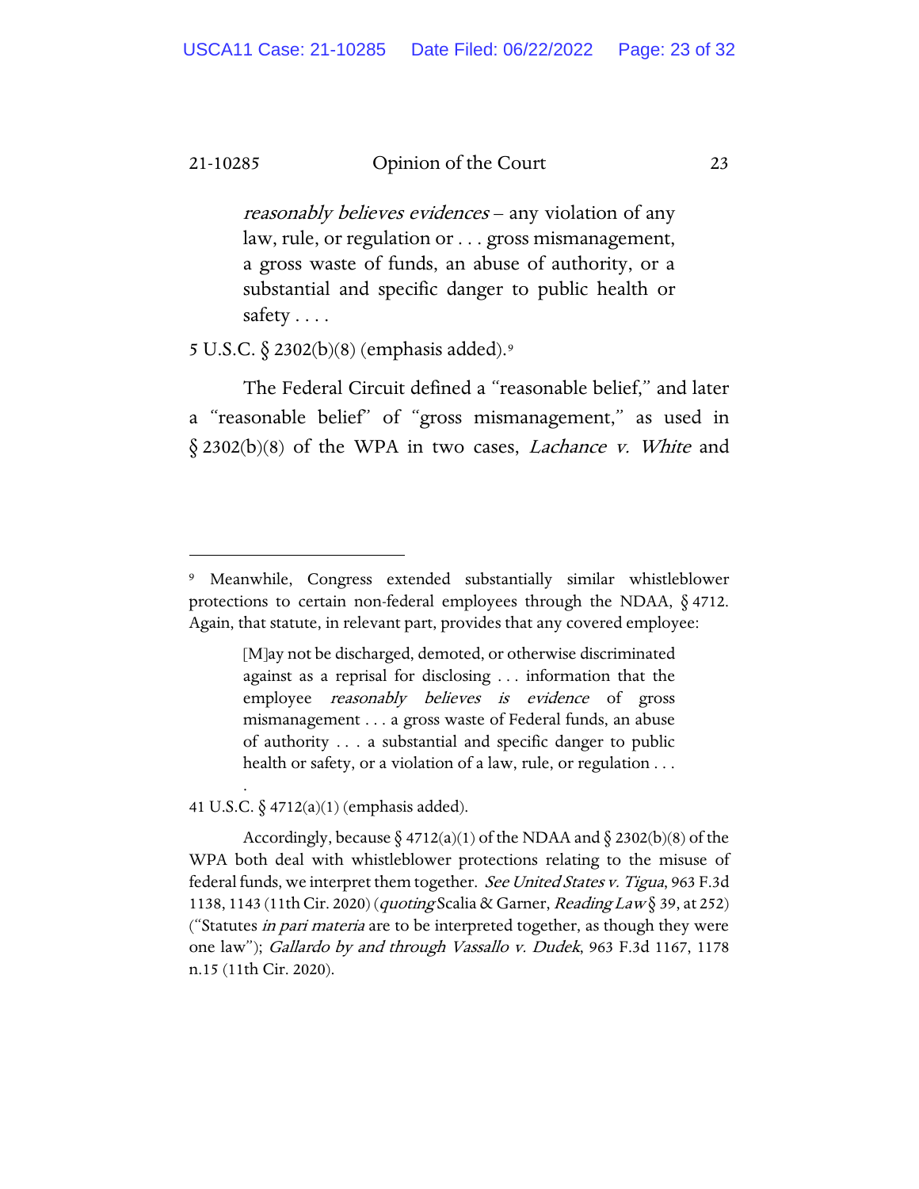> *reasonably believes evidences* – any violation of any law, rule, or regulation or . . . gross mismanagement, a gross waste of funds, an abuse of authority, or a substantial and specific danger to public health or safety . . . .

5 U.S.C. § 2302(b)(8) (emphasis added).[9]

The Federal Circuit defined a "reasonable belief," and later a "reasonable belief" of "gross mismanagement," as used in § 2302(b)(8) of the WPA in two cases, *Lachance v. White* and

---

[9] Meanwhile, Congress extended substantially similar whistleblower protections to certain non-federal employees through the NDAA, § 4712. Again, that statute, in relevant part, provides that any covered employee:

> [M]ay not be discharged, demoted, or otherwise discriminated against as a reprisal for disclosing . . . information that the employee *reasonably believes is evidence* of gross mismanagement . . . a gross waste of Federal funds, an abuse of authority . . . a substantial and specific danger to public health or safety, or a violation of a law, rule, or regulation . . . .

41 U.S.C. § 4712(a)(1) (emphasis added).

Accordingly, because § 4712(a)(1) of the NDAA and § 2302(b)(8) of the WPA both deal with whistleblower protections relating to the misuse of federal funds, we interpret them together. *See United States v. Tigua*, 963 F.3d 1138, 1143 (11th Cir. 2020) (*quoting* Scalia & Garner, *Reading Law* § 39, at 252) ("Statutes *in pari materia* are to be interpreted together, as though they were one law"); *Gallardo by and through Vassallo v. Dudek*, 963 F.3d 1167, 1178 n.15 (11th Cir. 2020).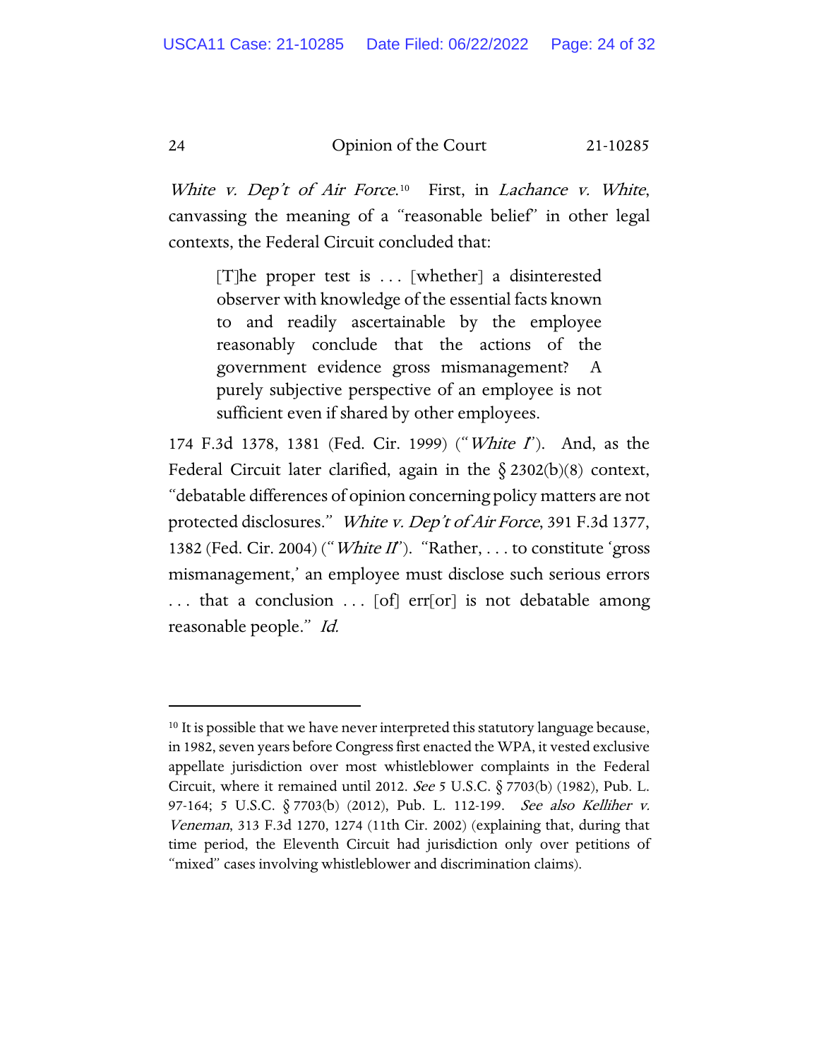*White v. Dep't of Air Force*.[10] First, in *Lachance v. White*, canvassing the meaning of a "reasonable belief" in other legal contexts, the Federal Circuit concluded that:

> [T]he proper test is . . . [whether] a disinterested observer with knowledge of the essential facts known to and readily ascertainable by the employee reasonably conclude that the actions of the government evidence gross mismanagement? A purely subjective perspective of an employee is not sufficient even if shared by other employees.

174 F.3d 1378, 1381 (Fed. Cir. 1999) ("*White I*"). And, as the Federal Circuit later clarified, again in the § 2302(b)(8) context, "debatable differences of opinion concerning policy matters are not protected disclosures." *White v. Dep't of Air Force*, 391 F.3d 1377, 1382 (Fed. Cir. 2004) ("*White II*"). "Rather, . . . to constitute 'gross mismanagement,' an employee must disclose such serious errors . . . that a conclusion . . . [of] err[or] is not debatable among reasonable people." *Id.*

---

[10] It is possible that we have never interpreted this statutory language because, in 1982, seven years before Congress first enacted the WPA, it vested exclusive appellate jurisdiction over most whistleblower complaints in the Federal Circuit, where it remained until 2012. *See* 5 U.S.C. § 7703(b) (1982), Pub. L. 97-164; 5 U.S.C. § 7703(b) (2012), Pub. L. 112-199. *See also Kelliher v. Veneman*, 313 F.3d 1270, 1274 (11th Cir. 2002) (explaining that, during that time period, the Eleventh Circuit had jurisdiction only over petitions of "mixed" cases involving whistleblower and discrimination claims).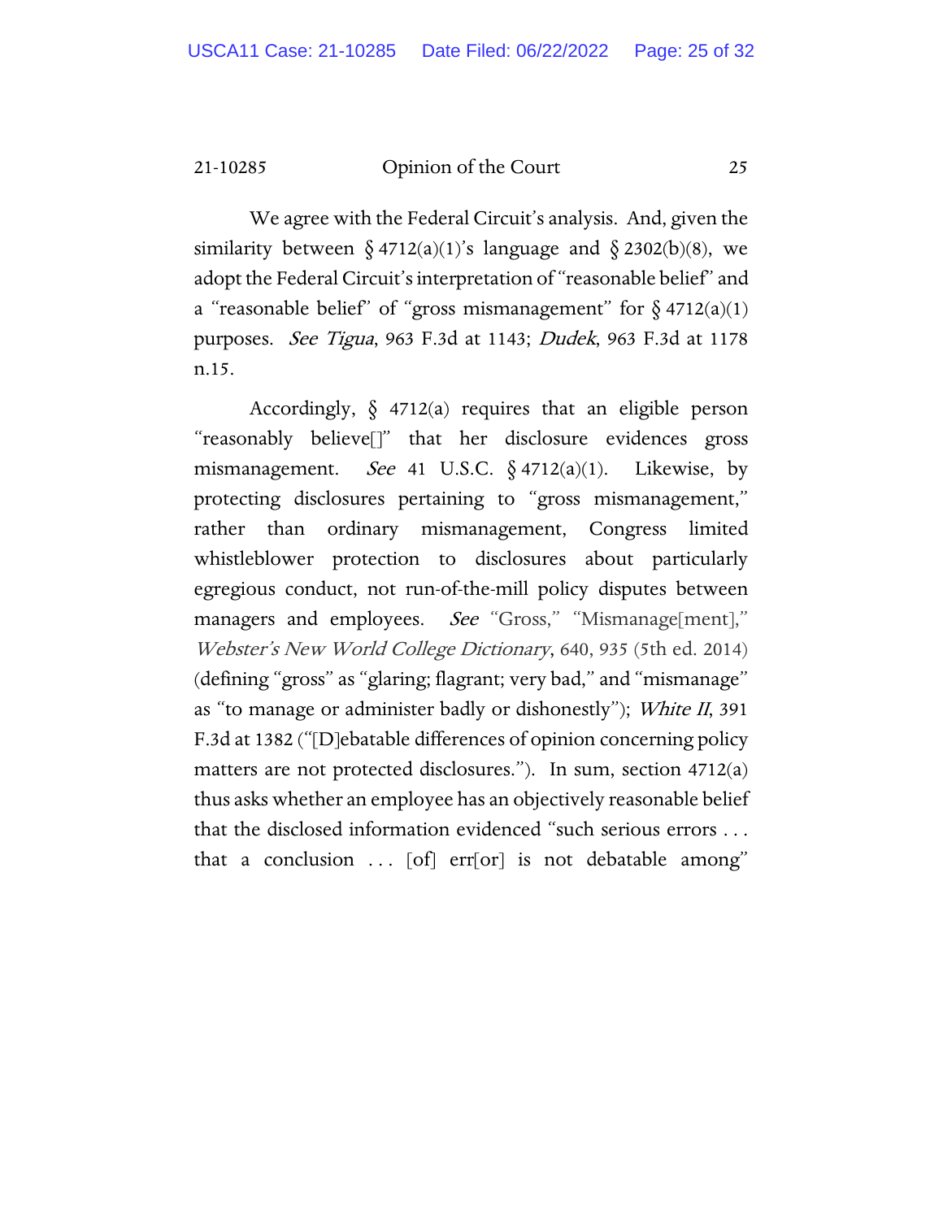We agree with the Federal Circuit's analysis. And, given the similarity between § 4712(a)(1)'s language and § 2302(b)(8), we adopt the Federal Circuit's interpretation of "reasonable belief" and a "reasonable belief" of "gross mismanagement" for § 4712(a)(1) purposes. *See Tigua*, 963 F.3d at 1143; *Dudek*, 963 F.3d at 1178 n.15.

Accordingly, § 4712(a) requires that an eligible person "reasonably believe[]" that her disclosure evidences gross mismanagement. *See* 41 U.S.C. § 4712(a)(1). Likewise, by protecting disclosures pertaining to "gross mismanagement," rather than ordinary mismanagement, Congress limited whistleblower protection to disclosures about particularly egregious conduct, not run-of-the-mill policy disputes between managers and employees. *See* "Gross," "Mismanage[ment]," *Webster's New World College Dictionary*, 640, 935 (5th ed. 2014) (defining "gross" as "glaring; flagrant; very bad," and "mismanage" as "to manage or administer badly or dishonestly"); *White II*, 391 F.3d at 1382 ("[D]ebatable differences of opinion concerning policy matters are not protected disclosures."). In sum, section 4712(a) thus asks whether an employee has an objectively reasonable belief that the disclosed information evidenced "such serious errors . . . that a conclusion . . . [of] err[or] is not debatable among"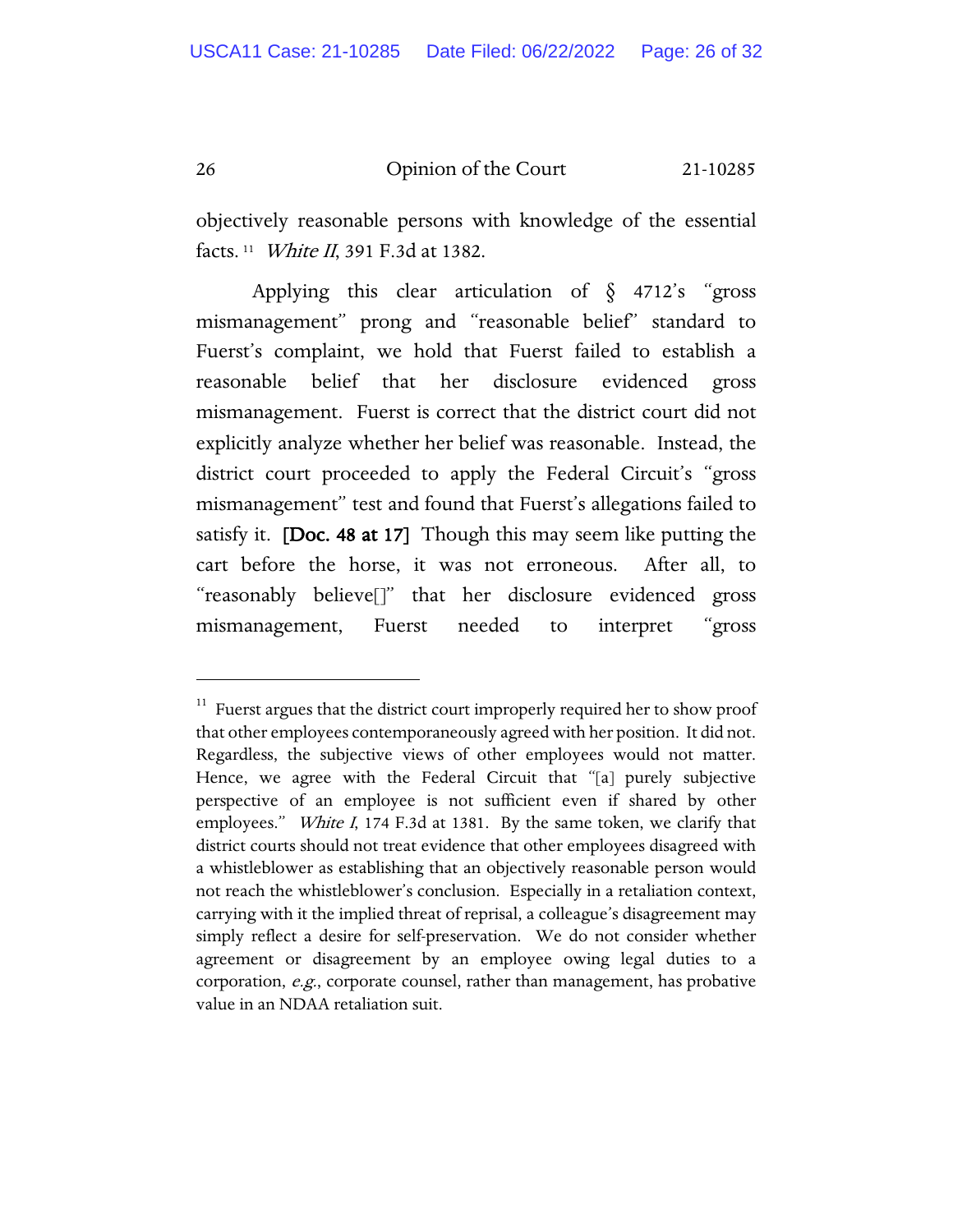objectively reasonable persons with knowledge of the essential facts.[11] *White II*, 391 F.3d at 1382.

Applying this clear articulation of § 4712's "gross mismanagement" prong and "reasonable belief" standard to Fuerst's complaint, we hold that Fuerst failed to establish a reasonable belief that her disclosure evidenced gross mismanagement. Fuerst is correct that the district court did not explicitly analyze whether her belief was reasonable. Instead, the district court proceeded to apply the Federal Circuit's "gross mismanagement" test and found that Fuerst's allegations failed to satisfy it. [Doc. 48 at 17] Though this may seem like putting the cart before the horse, it was not erroneous. After all, to "reasonably believe[]" that her disclosure evidenced gross mismanagement, Fuerst needed to interpret "gross

---

[11] Fuerst argues that the district court improperly required her to show proof that other employees contemporaneously agreed with her position. It did not. Regardless, the subjective views of other employees would not matter. Hence, we agree with the Federal Circuit that "[a] purely subjective perspective of an employee is not sufficient even if shared by other employees." *White I*, 174 F.3d at 1381. By the same token, we clarify that district courts should not treat evidence that other employees disagreed with a whistleblower as establishing that an objectively reasonable person would not reach the whistleblower's conclusion. Especially in a retaliation context, carrying with it the implied threat of reprisal, a colleague's disagreement may simply reflect a desire for self-preservation. We do not consider whether agreement or disagreement by an employee owing legal duties to a corporation, *e.g.*, corporate counsel, rather than management, has probative value in an NDAA retaliation suit.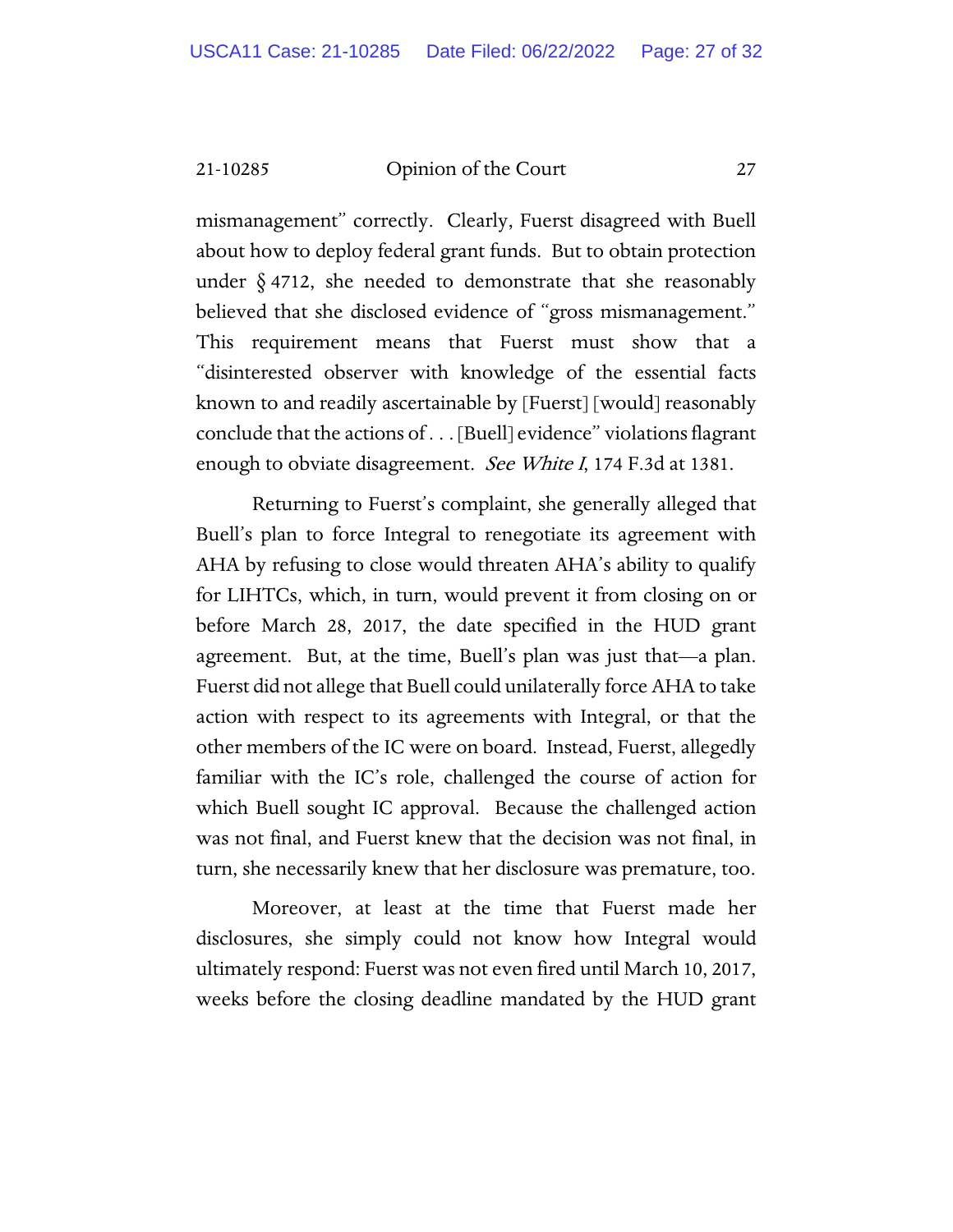mismanagement" correctly. Clearly, Fuerst disagreed with Buell about how to deploy federal grant funds. But to obtain protection under § 4712, she needed to demonstrate that she reasonably believed that she disclosed evidence of "gross mismanagement." This requirement means that Fuerst must show that a "disinterested observer with knowledge of the essential facts known to and readily ascertainable by [Fuerst] [would] reasonably conclude that the actions of . . . [Buell] evidence" violations flagrant enough to obviate disagreement. *See White I*, 174 F.3d at 1381.

Returning to Fuerst's complaint, she generally alleged that Buell's plan to force Integral to renegotiate its agreement with AHA by refusing to close would threaten AHA's ability to qualify for LIHTCs, which, in turn, would prevent it from closing on or before March 28, 2017, the date specified in the HUD grant agreement. But, at the time, Buell's plan was just that—a plan. Fuerst did not allege that Buell could unilaterally force AHA to take action with respect to its agreements with Integral, or that the other members of the IC were on board. Instead, Fuerst, allegedly familiar with the IC's role, challenged the course of action for which Buell sought IC approval. Because the challenged action was not final, and Fuerst knew that the decision was not final, in turn, she necessarily knew that her disclosure was premature, too.

Moreover, at least at the time that Fuerst made her disclosures, she simply could not know how Integral would ultimately respond: Fuerst was not even fired until March 10, 2017, weeks before the closing deadline mandated by the HUD grant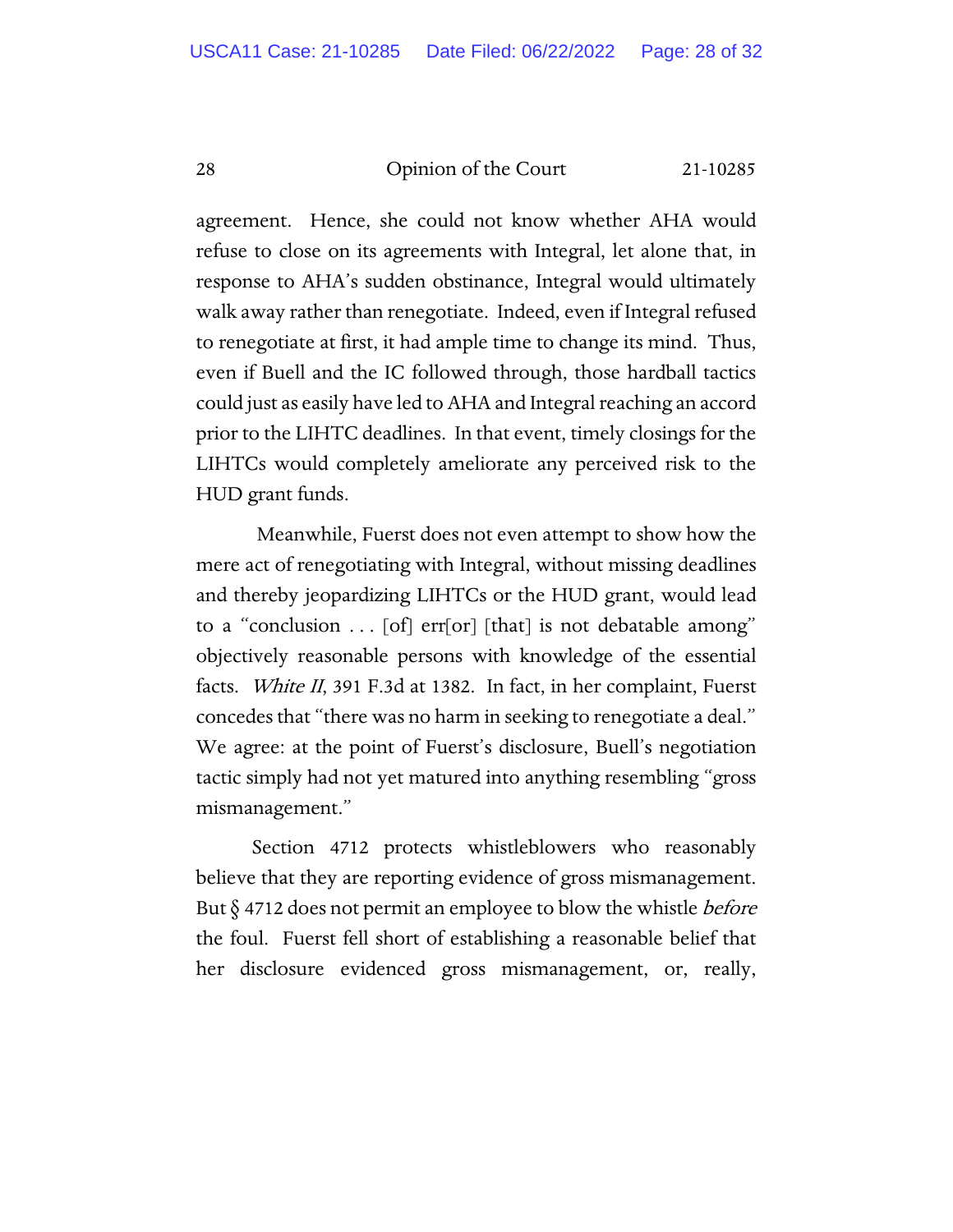agreement. Hence, she could not know whether AHA would refuse to close on its agreements with Integral, let alone that, in response to AHA's sudden obstinance, Integral would ultimately walk away rather than renegotiate. Indeed, even if Integral refused to renegotiate at first, it had ample time to change its mind. Thus, even if Buell and the IC followed through, those hardball tactics could just as easily have led to AHA and Integral reaching an accord prior to the LIHTC deadlines. In that event, timely closings for the LIHTCs would completely ameliorate any perceived risk to the HUD grant funds.

Meanwhile, Fuerst does not even attempt to show how the mere act of renegotiating with Integral, without missing deadlines and thereby jeopardizing LIHTCs or the HUD grant, would lead to a "conclusion . . . [of] err[or] [that] is not debatable among" objectively reasonable persons with knowledge of the essential facts. *White II*, 391 F.3d at 1382. In fact, in her complaint, Fuerst concedes that "there was no harm in seeking to renegotiate a deal." We agree: at the point of Fuerst's disclosure, Buell's negotiation tactic simply had not yet matured into anything resembling "gross mismanagement."

Section 4712 protects whistleblowers who reasonably believe that they are reporting evidence of gross mismanagement. But § 4712 does not permit an employee to blow the whistle *before* the foul. Fuerst fell short of establishing a reasonable belief that her disclosure evidenced gross mismanagement, or, really,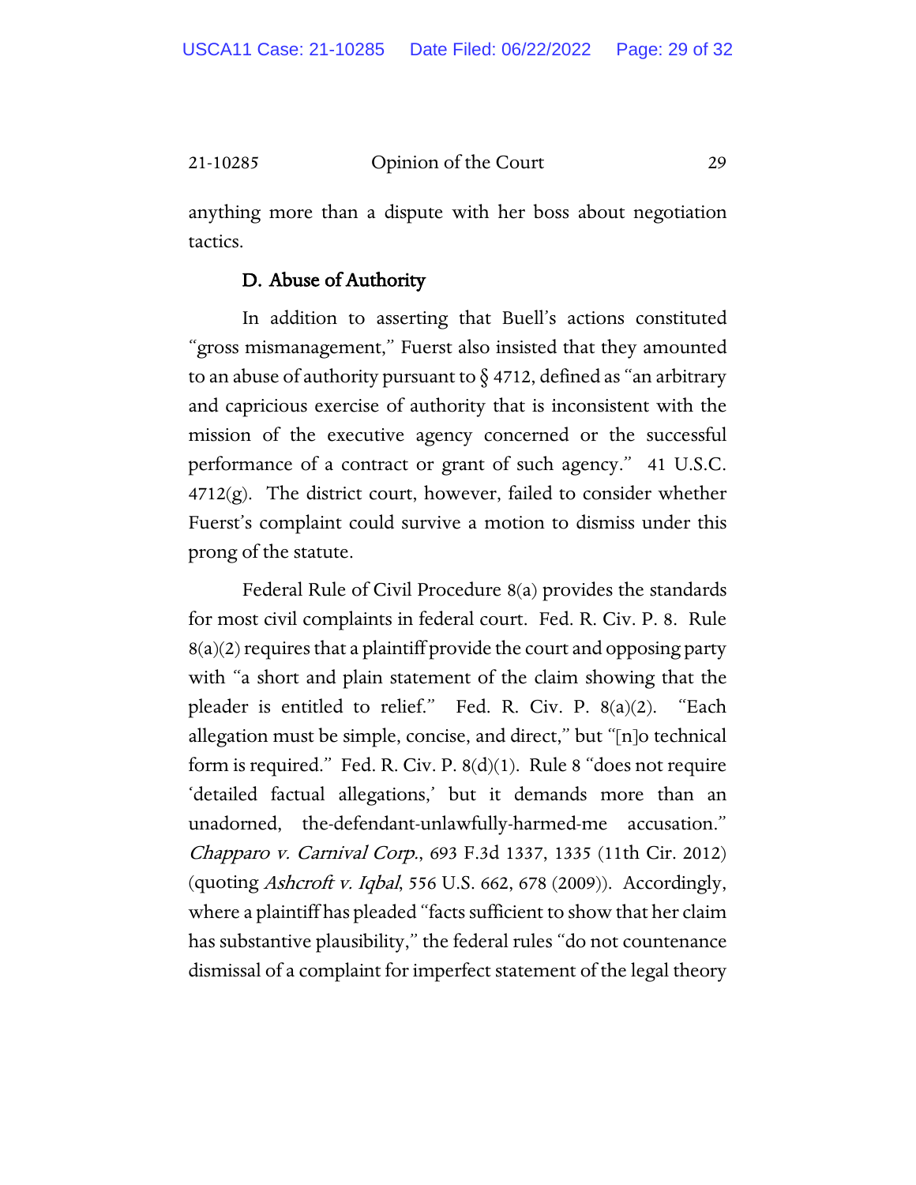anything more than a dispute with her boss about negotiation tactics.

### D. Abuse of Authority

In addition to asserting that Buell's actions constituted "gross mismanagement," Fuerst also insisted that they amounted to an abuse of authority pursuant to § 4712, defined as "an arbitrary and capricious exercise of authority that is inconsistent with the mission of the executive agency concerned or the successful performance of a contract or grant of such agency." 41 U.S.C. 4712(g). The district court, however, failed to consider whether Fuerst's complaint could survive a motion to dismiss under this prong of the statute.

Federal Rule of Civil Procedure 8(a) provides the standards for most civil complaints in federal court. Fed. R. Civ. P. 8. Rule 8(a)(2) requires that a plaintiff provide the court and opposing party with "a short and plain statement of the claim showing that the pleader is entitled to relief." Fed. R. Civ. P. 8(a)(2). "Each allegation must be simple, concise, and direct," but "[n]o technical form is required." Fed. R. Civ. P. 8(d)(1). Rule 8 "does not require 'detailed factual allegations,' but it demands more than an unadorned, the-defendant-unlawfully-harmed-me accusation." *Chapparo v. Carnival Corp.*, 693 F.3d 1337, 1335 (11th Cir. 2012) (quoting *Ashcroft v. Iqbal*, 556 U.S. 662, 678 (2009)). Accordingly, where a plaintiff has pleaded "facts sufficient to show that her claim has substantive plausibility," the federal rules "do not countenance dismissal of a complaint for imperfect statement of the legal theory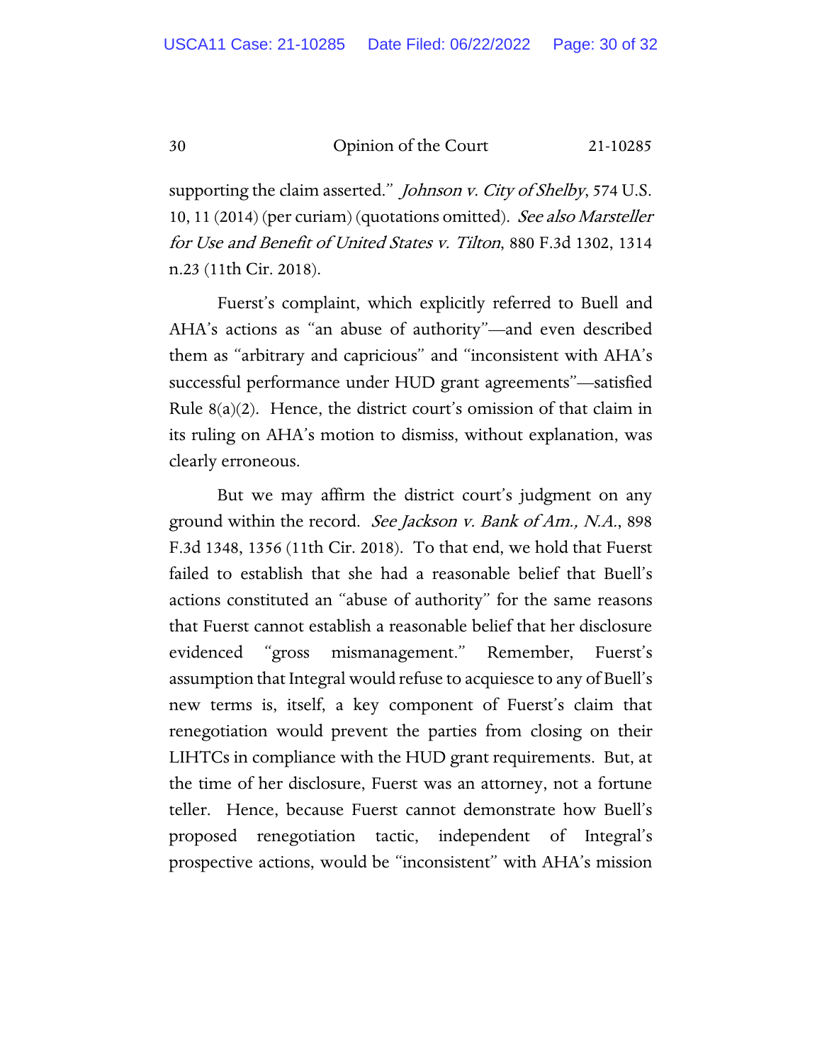supporting the claim asserted." *Johnson v. City of Shelby*, 574 U.S. 10, 11 (2014) (per curiam) (quotations omitted). *See also Marsteller for Use and Benefit of United States v. Tilton*, 880 F.3d 1302, 1314 n.23 (11th Cir. 2018).

Fuerst's complaint, which explicitly referred to Buell and AHA's actions as "an abuse of authority"—and even described them as "arbitrary and capricious" and "inconsistent with AHA's successful performance under HUD grant agreements"—satisfied Rule 8(a)(2). Hence, the district court's omission of that claim in its ruling on AHA's motion to dismiss, without explanation, was clearly erroneous.

But we may affirm the district court's judgment on any ground within the record. *See Jackson v. Bank of Am., N.A.*, 898 F.3d 1348, 1356 (11th Cir. 2018). To that end, we hold that Fuerst failed to establish that she had a reasonable belief that Buell's actions constituted an "abuse of authority" for the same reasons that Fuerst cannot establish a reasonable belief that her disclosure evidenced "gross mismanagement." Remember, Fuerst's assumption that Integral would refuse to acquiesce to any of Buell's new terms is, itself, a key component of Fuerst's claim that renegotiation would prevent the parties from closing on their LIHTCs in compliance with the HUD grant requirements. But, at the time of her disclosure, Fuerst was an attorney, not a fortune teller. Hence, because Fuerst cannot demonstrate how Buell's proposed renegotiation tactic, independent of Integral's prospective actions, would be "inconsistent" with AHA's mission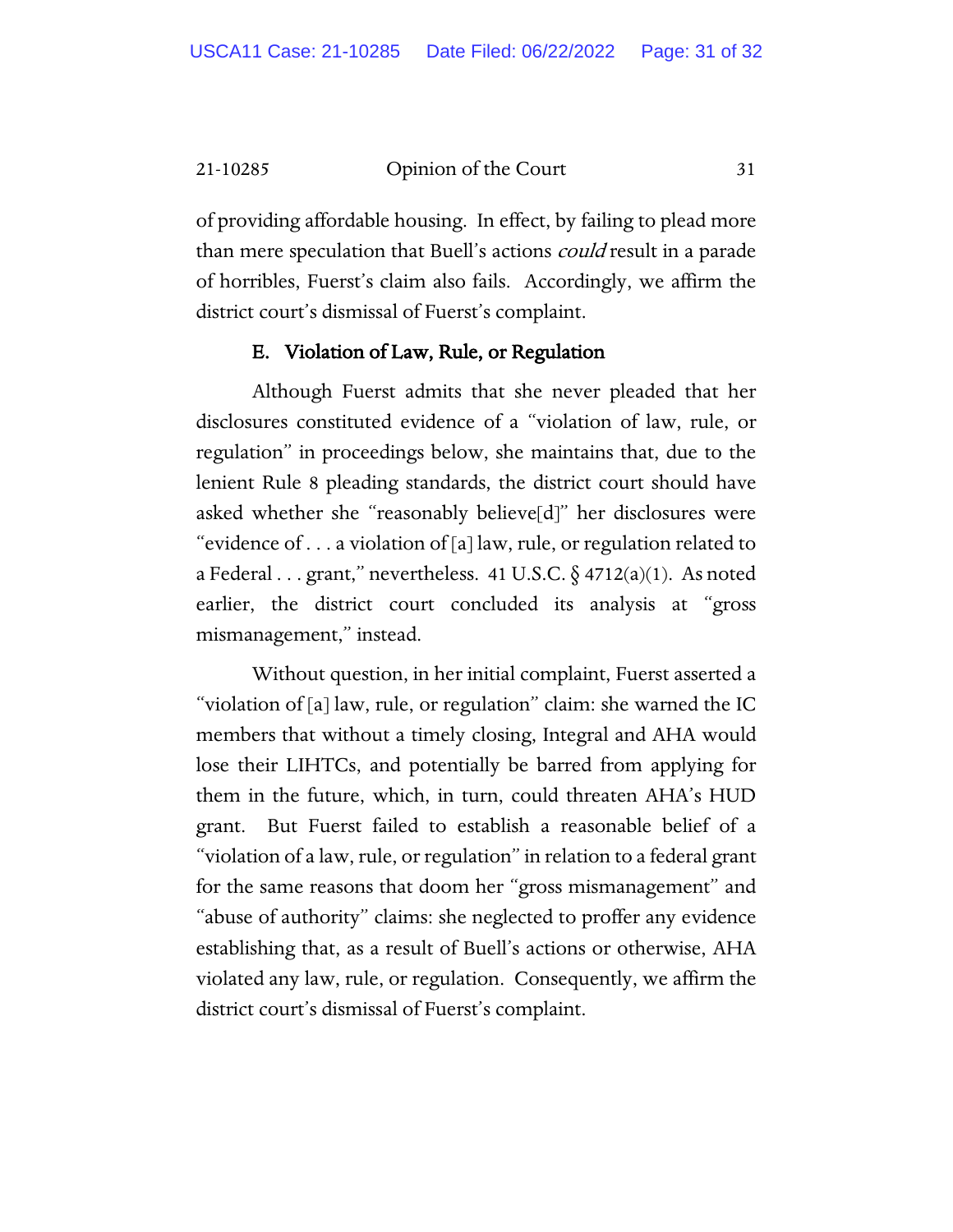of providing affordable housing. In effect, by failing to plead more than mere speculation that Buell's actions *could* result in a parade of horribles, Fuerst's claim also fails. Accordingly, we affirm the district court's dismissal of Fuerst's complaint.

### E. Violation of Law, Rule, or Regulation

Although Fuerst admits that she never pleaded that her disclosures constituted evidence of a "violation of law, rule, or regulation" in proceedings below, she maintains that, due to the lenient Rule 8 pleading standards, the district court should have asked whether she "reasonably believe[d]" her disclosures were "evidence of . . . a violation of [a] law, rule, or regulation related to a Federal . . . grant," nevertheless. 41 U.S.C. § 4712(a)(1). As noted earlier, the district court concluded its analysis at "gross mismanagement," instead.

Without question, in her initial complaint, Fuerst asserted a "violation of [a] law, rule, or regulation" claim: she warned the IC members that without a timely closing, Integral and AHA would lose their LIHTCs, and potentially be barred from applying for them in the future, which, in turn, could threaten AHA's HUD grant. But Fuerst failed to establish a reasonable belief of a "violation of a law, rule, or regulation" in relation to a federal grant for the same reasons that doom her "gross mismanagement" and "abuse of authority" claims: she neglected to proffer any evidence establishing that, as a result of Buell's actions or otherwise, AHA violated any law, rule, or regulation. Consequently, we affirm the district court's dismissal of Fuerst's complaint.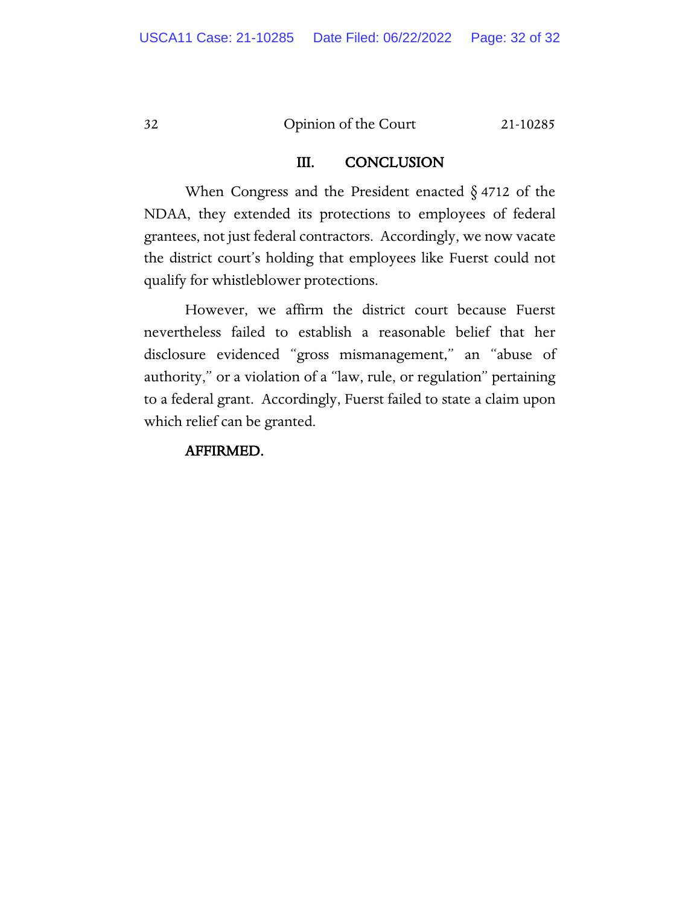## III. CONCLUSION

When Congress and the President enacted § 4712 of the NDAA, they extended its protections to employees of federal grantees, not just federal contractors. Accordingly, we now vacate the district court's holding that employees like Fuerst could not qualify for whistleblower protections.

However, we affirm the district court because Fuerst nevertheless failed to establish a reasonable belief that her disclosure evidenced "gross mismanagement," an "abuse of authority," or a violation of a "law, rule, or regulation" pertaining to a federal grant. Accordingly, Fuerst failed to state a claim upon which relief can be granted.

**AFFIRMED.**